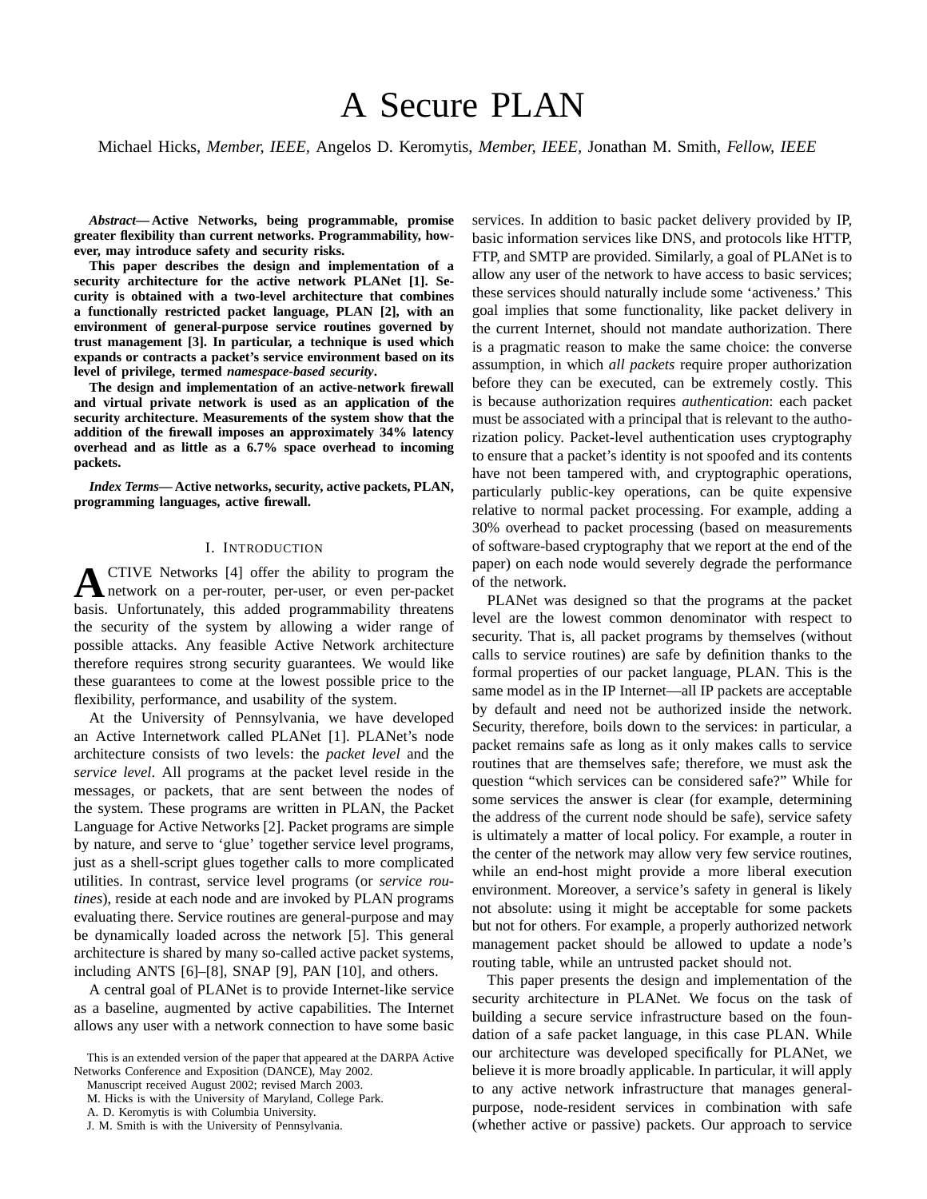# A Secure PLAN

Michael Hicks, *Member, IEEE,* Angelos D. Keromytis, *Member, IEEE,* Jonathan M. Smith, *Fellow, IEEE*

***Abstract*— Active Networks, being programmable, promise greater flexibility than current networks. Programmability, however, may introduce safety and security risks.**

**This paper describes the design and implementation of a security architecture for the active network PLANet [1]. Security is obtained with a two-level architecture that combines a functionally restricted packet language, PLAN [2], with an environment of general-purpose service routines governed by trust management [3]. In particular, a technique is used which expands or contracts a packet's service environment based on its level of privilege, termed *namespace-based security*.**

**The design and implementation of an active-network firewall and virtual private network is used as an application of the security architecture. Measurements of the system show that the addition of the firewall imposes an approximately 34% latency overhead and as little as a 6.7% space overhead to incoming packets.**

***Index Terms*— Active networks, security, active packets, PLAN, programming languages, active firewall.**

## I. Introduction

Active Networks [4] offer the ability to program the network on a per-router, per-user, or even per-packet basis. Unfortunately, this added programmability threatens the security of the system by allowing a wider range of possible attacks. Any feasible Active Network architecture therefore requires strong security guarantees. We would like these guarantees to come at the lowest possible price to the flexibility, performance, and usability of the system.

At the University of Pennsylvania, we have developed an Active Internetwork called PLANet [1]. PLANet's node architecture consists of two levels: the *packet level* and the *service level*. All programs at the packet level reside in the messages, or packets, that are sent between the nodes of the system. These programs are written in PLAN, the Packet Language for Active Networks [2]. Packet programs are simple by nature, and serve to 'glue' together service level programs, just as a shell-script glues together calls to more complicated utilities. In contrast, service level programs (or *service routines*), reside at each node and are invoked by PLAN programs evaluating there. Service routines are general-purpose and may be dynamically loaded across the network [5]. This general architecture is shared by many so-called active packet systems, including ANTS [6]–[8], SNAP [9], PAN [10], and others.

A central goal of PLANet is to provide Internet-like service as a baseline, augmented by active capabilities. The Internet allows any user with a network connection to have some basic services. In addition to basic packet delivery provided by IP, basic information services like DNS, and protocols like HTTP, FTP, and SMTP are provided. Similarly, a goal of PLANet is to allow any user of the network to have access to basic services; these services should naturally include some 'activeness.' This goal implies that some functionality, like packet delivery in the current Internet, should not mandate authorization. There is a pragmatic reason to make the same choice: the converse assumption, in which *all packets* require proper authorization before they can be executed, can be extremely costly. This is because authorization requires *authentication*: each packet must be associated with a principal that is relevant to the authorization policy. Packet-level authentication uses cryptography to ensure that a packet's identity is not spoofed and its contents have not been tampered with, and cryptographic operations, particularly public-key operations, can be quite expensive relative to normal packet processing. For example, adding a 30% overhead to packet processing (based on measurements of software-based cryptography that we report at the end of the paper) on each node would severely degrade the performance of the network.

PLANet was designed so that the programs at the packet level are the lowest common denominator with respect to security. That is, all packet programs by themselves (without calls to service routines) are safe by definition thanks to the formal properties of our packet language, PLAN. This is the same model as in the IP Internet—all IP packets are acceptable by default and need not be authorized inside the network. Security, therefore, boils down to the services: in particular, a packet remains safe as long as it only makes calls to service routines that are themselves safe; therefore, we must ask the question "which services can be considered safe?" While for some services the answer is clear (for example, determining the address of the current node should be safe), service safety is ultimately a matter of local policy. For example, a router in the center of the network may allow very few service routines, while an end-host might provide a more liberal execution environment. Moreover, a service's safety in general is likely not absolute: using it might be acceptable for some packets but not for others. For example, a properly authorized network management packet should be allowed to update a node's routing table, while an untrusted packet should not.

This paper presents the design and implementation of the security architecture in PLANet. We focus on the task of building a secure service infrastructure based on the foundation of a safe packet language, in this case PLAN. While our architecture was developed specifically for PLANet, we believe it is more broadly applicable. In particular, it will apply to any active network infrastructure that manages general-purpose, node-resident services in combination with safe (whether active or passive) packets. Our approach to service

This is an extended version of the paper that appeared at the DARPA Active Networks Conference and Exposition (DANCE), May 2002.

Manuscript received August 2002; revised March 2003.

M. Hicks is with the University of Maryland, College Park.

A. D. Keromytis is with Columbia University.

J. M. Smith is with the University of Pennsylvania.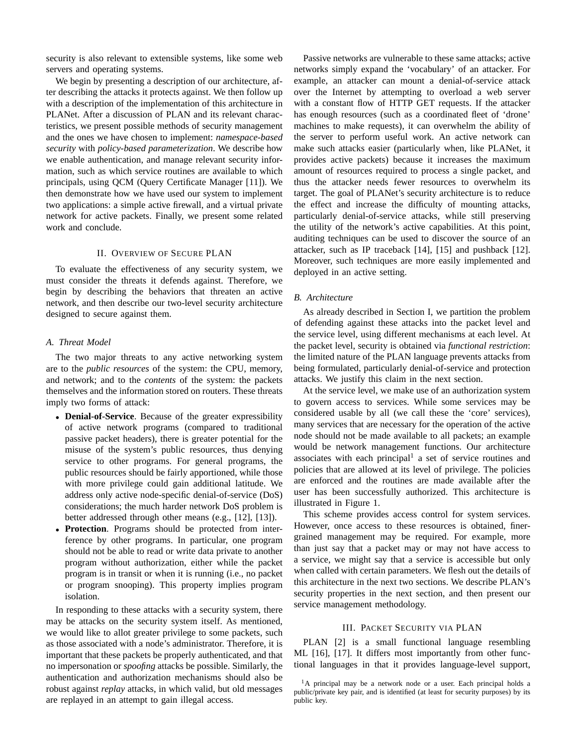security is also relevant to extensible systems, like some web servers and operating systems.

We begin by presenting a description of our architecture, after describing the attacks it protects against. We then follow up with a description of the implementation of this architecture in PLANet. After a discussion of PLAN and its relevant characteristics, we present possible methods of security management and the ones we have chosen to implement: *namespace-based security* with *policy-based parameterization*. We describe how we enable authentication, and manage relevant security information, such as which service routines are available to which principals, using QCM (Query Certificate Manager [11]). We then demonstrate how we have used our system to implement two applications: a simple active firewall, and a virtual private network for active packets. Finally, we present some related work and conclude.

## II. Overview of Secure PLAN

To evaluate the effectiveness of any security system, we must consider the threats it defends against. Therefore, we begin by describing the behaviors that threaten an active network, and then describe our two-level security architecture designed to secure against them.

### A. Threat Model

The two major threats to any active networking system are to the *public resources* of the system: the CPU, memory, and network; and to the *contents* of the system: the packets themselves and the information stored on routers. These threats imply two forms of attack:

- **Denial-of-Service**. Because of the greater expressibility of active network programs (compared to traditional passive packet headers), there is greater potential for the misuse of the system's public resources, thus denying service to other programs. For general programs, the public resources should be fairly apportioned, while those with more privilege could gain additional latitude. We address only active node-specific denial-of-service (DoS) considerations; the much harder network DoS problem is better addressed through other means (e.g., [12], [13]).
- **Protection**. Programs should be protected from interference by other programs. In particular, one program should not be able to read or write data private to another program without authorization, either while the packet program is in transit or when it is running (i.e., no packet or program snooping). This property implies program isolation.

In responding to these attacks with a security system, there may be attacks on the security system itself. As mentioned, we would like to allot greater privilege to some packets, such as those associated with a node's administrator. Therefore, it is important that these packets be properly authenticated, and that no impersonation or *spoofing* attacks be possible. Similarly, the authentication and authorization mechanisms should also be robust against *replay* attacks, in which valid, but old messages are replayed in an attempt to gain illegal access.

Passive networks are vulnerable to these same attacks; active networks simply expand the 'vocabulary' of an attacker. For example, an attacker can mount a denial-of-service attack over the Internet by attempting to overload a web server with a constant flow of HTTP GET requests. If the attacker has enough resources (such as a coordinated fleet of 'drone' machines to make requests), it can overwhelm the ability of the server to perform useful work. An active network can make such attacks easier (particularly when, like PLANet, it provides active packets) because it increases the maximum amount of resources required to process a single packet, and thus the attacker needs fewer resources to overwhelm its target. The goal of PLANet's security architecture is to reduce the effect and increase the difficulty of mounting attacks, particularly denial-of-service attacks, while still preserving the utility of the network's active capabilities. At this point, auditing techniques can be used to discover the source of an attacker, such as IP traceback [14], [15] and pushback [12]. Moreover, such techniques are more easily implemented and deployed in an active setting.

### B. Architecture

As already described in Section I, we partition the problem of defending against these attacks into the packet level and the service level, using different mechanisms at each level. At the packet level, security is obtained via *functional restriction*: the limited nature of the PLAN language prevents attacks from being formulated, particularly denial-of-service and protection attacks. We justify this claim in the next section.

At the service level, we make use of an authorization system to govern access to services. While some services may be considered usable by all (we call these the 'core' services), many services that are necessary for the operation of the active node should not be made available to all packets; an example would be network management functions. Our architecture associates with each principal[1] a set of service routines and policies that are allowed at its level of privilege. The policies are enforced and the routines are made available after the user has been successfully authorized. This architecture is illustrated in Figure 1.

This scheme provides access control for system services. However, once access to these resources is obtained, finer-grained management may be required. For example, more than just say that a packet may or may not have access to a service, we might say that a service is accessible but only when called with certain parameters. We flesh out the details of this architecture in the next two sections. We describe PLAN's security properties in the next section, and then present our service management methodology.

## III. Packet Security via PLAN

PLAN [2] is a small functional language resembling ML [16], [17]. It differs most importantly from other functional languages in that it provides language-level support,

[1] A principal may be a network node or a user. Each principal holds a public/private key pair, and is identified (at least for security purposes) by its public key.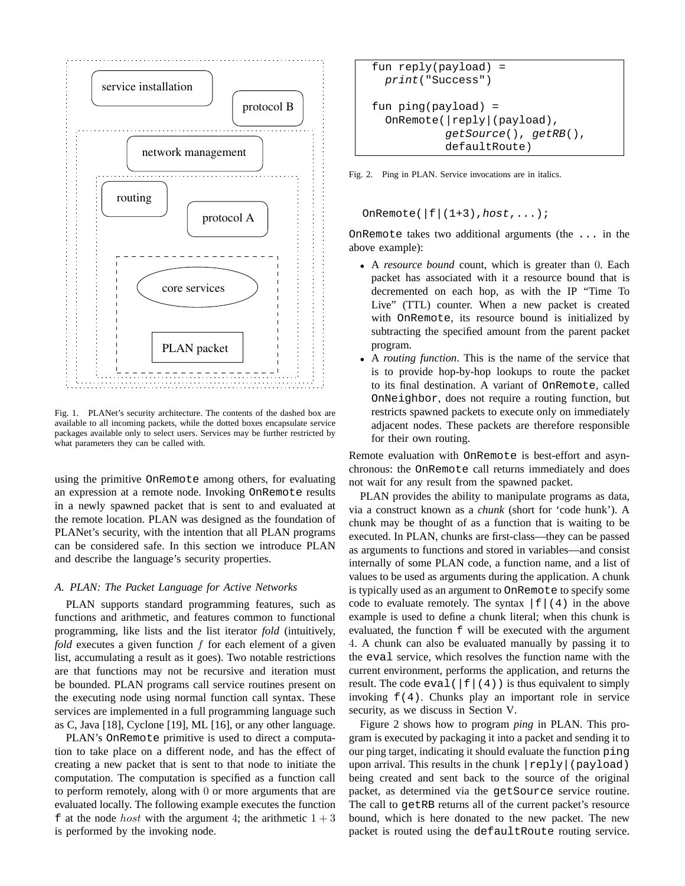service installation

protocol B

network management

routing

protocol A

core services

PLAN packet

Fig. 1. PLANet's security architecture. The contents of the dashed box are available to all incoming packets, while the dotted boxes encapsulate service packages available only to select users. Services may be further restricted by what parameters they can be called with.

using the primitive `OnRemote` among others, for evaluating an expression at a remote node. Invoking `OnRemote` results in a newly spawned packet that is sent to and evaluated at the remote location. PLAN was designed as the foundation of PLANet's security, with the intention that all PLAN programs can be considered safe. In this section we introduce PLAN and describe the language's security properties.

### *A. PLAN: The Packet Language for Active Networks*

PLAN supports standard programming features, such as functions and arithmetic, and features common to functional programming, like lists and the list iterator *fold* (intuitively, *fold* executes a given function $f$ for each element of a given list, accumulating a result as it goes). Two notable restrictions are that functions may not be recursive and iteration must be bounded. PLAN programs call service routines present on the executing node using normal function call syntax. These services are implemented in a full programming language such as C, Java [18], Cyclone [19], ML [16], or any other language.

PLAN's `OnRemote` primitive is used to direct a computation to take place on a different node, and has the effect of creating a new packet that is sent to that node to initiate the computation. The computation is specified as a function call to perform remotely, along with 0 or more arguments that are evaluated locally. The following example executes the function `f` at the node $host$ with the argument 4; the arithmetic $1+3$ is performed by the invoking node.

```
fun reply(payload) =
  print("Success")

fun ping(payload) =
  OnRemote(|reply|(payload),
           getSource(), getRB(),
           defaultRoute)
```

Fig. 2. Ping in PLAN. Service invocations are in italics.

```
OnRemote(|f|(1+3),host,...);
```

`OnRemote` takes two additional arguments (the `...` in the above example):

- A *resource bound* count, which is greater than 0. Each packet has associated with it a resource bound that is decremented on each hop, as with the IP "Time To Live" (TTL) counter. When a new packet is created with `OnRemote`, its resource bound is initialized by subtracting the specified amount from the parent packet program.
- A *routing function*. This is the name of the service that is to provide hop-by-hop lookups to route the packet to its final destination. A variant of `OnRemote`, called `OnNeighbor`, does not require a routing function, but restricts spawned packets to execute only on immediately adjacent nodes. These packets are therefore responsible for their own routing.

Remote evaluation with `OnRemote` is best-effort and asynchronous: the `OnRemote` call returns immediately and does not wait for any result from the spawned packet.

PLAN provides the ability to manipulate programs as data, via a construct known as a *chunk* (short for 'code hunk'). A chunk may be thought of as a function that is waiting to be executed. In PLAN, chunks are first-class—they can be passed as arguments to functions and stored in variables—and consist internally of some PLAN code, a function name, and a list of values to be used as arguments during the application. A chunk is typically used as an argument to `OnRemote` to specify some code to evaluate remotely. The syntax `|f|(4)` in the above example is used to define a chunk literal; when this chunk is evaluated, the function `f` will be executed with the argument 4. A chunk can also be evaluated manually by passing it to the `eval` service, which resolves the function name with the current environment, performs the application, and returns the result. The code `eval(|f|(4))` is thus equivalent to simply invoking `f(4)`. Chunks play an important role in service security, as we discuss in Section V.

Figure 2 shows how to program *ping* in PLAN. This program is executed by packaging it into a packet and sending it to our ping target, indicating it should evaluate the function `ping` upon arrival. This results in the chunk `|reply|(payload)` being created and sent back to the source of the original packet, as determined via the `getSource` service routine. The call to `getRB` returns all of the current packet's resource bound, which is here donated to the new packet. The new packet is routed using the `defaultRoute` routing service.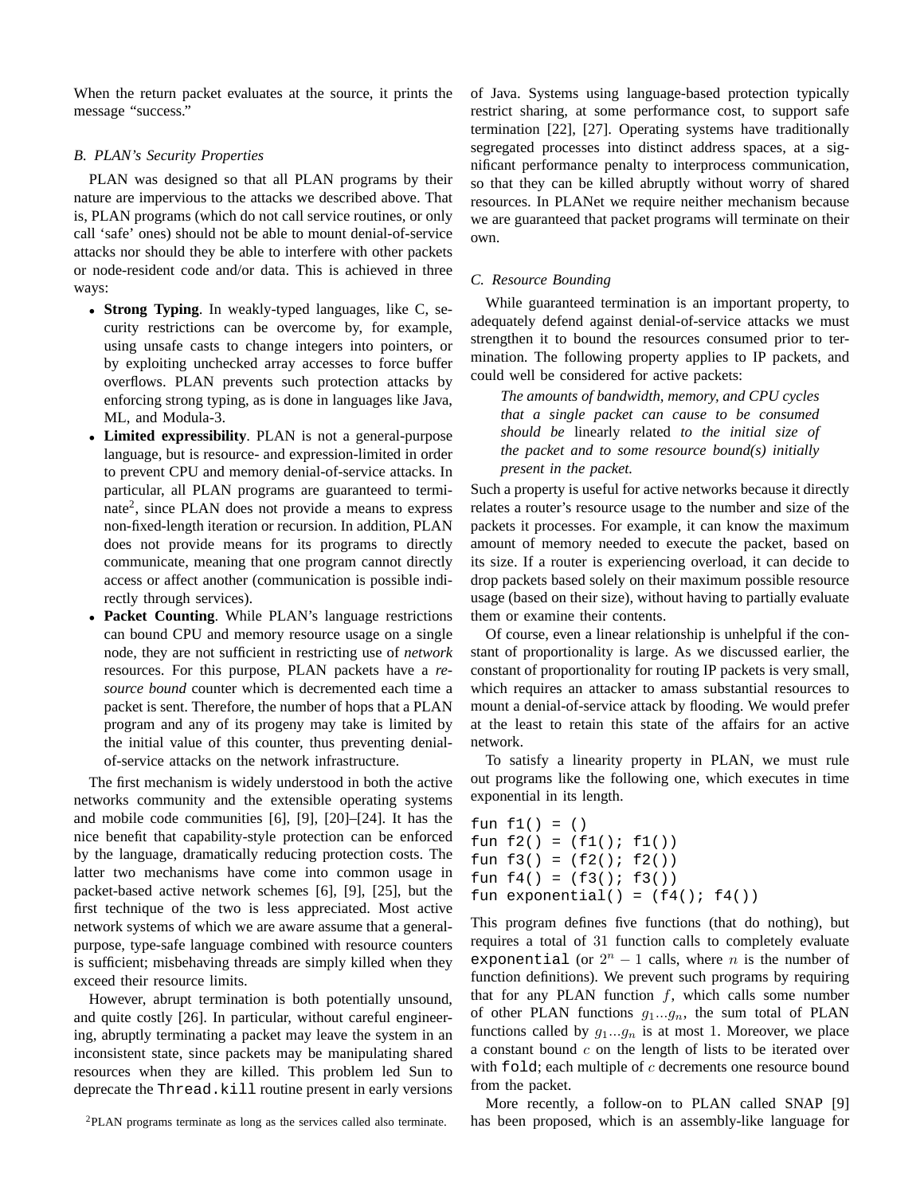When the return packet evaluates at the source, it prints the message "success."

### B. PLAN's Security Properties

PLAN was designed so that all PLAN programs by their nature are impervious to the attacks we described above. That is, PLAN programs (which do not call service routines, or only call 'safe' ones) should not be able to mount denial-of-service attacks nor should they be able to interfere with other packets or node-resident code and/or data. This is achieved in three ways:

- **Strong Typing**. In weakly-typed languages, like C, security restrictions can be overcome by, for example, using unsafe casts to change integers into pointers, or by exploiting unchecked array accesses to force buffer overflows. PLAN prevents such protection attacks by enforcing strong typing, as is done in languages like Java, ML, and Modula-3.
- **Limited expressibility**. PLAN is not a general-purpose language, but is resource- and expression-limited in order to prevent CPU and memory denial-of-service attacks. In particular, all PLAN programs are guaranteed to terminate[2], since PLAN does not provide a means to express non-fixed-length iteration or recursion. In addition, PLAN does not provide means for its programs to directly communicate, meaning that one program cannot directly access or affect another (communication is possible indirectly through services).
- **Packet Counting**. While PLAN's language restrictions can bound CPU and memory resource usage on a single node, they are not sufficient in restricting use of *network* resources. For this purpose, PLAN packets have a *resource bound* counter which is decremented each time a packet is sent. Therefore, the number of hops that a PLAN program and any of its progeny may take is limited by the initial value of this counter, thus preventing denial-of-service attacks on the network infrastructure.

The first mechanism is widely understood in both the active networks community and the extensible operating systems and mobile code communities [6], [9], [20]–[24]. It has the nice benefit that capability-style protection can be enforced by the language, dramatically reducing protection costs. The latter two mechanisms have come into common usage in packet-based active network schemes [6], [9], [25], but the first technique of the two is less appreciated. Most active network systems of which we are aware assume that a general-purpose, type-safe language combined with resource counters is sufficient; misbehaving threads are simply killed when they exceed their resource limits.

However, abrupt termination is both potentially unsound, and quite costly [26]. In particular, without careful engineering, abruptly terminating a packet may leave the system in an inconsistent state, since packets may be manipulating shared resources when they are killed. This problem led Sun to deprecate the `Thread.kill` routine present in early versions of Java. Systems using language-based protection typically restrict sharing, at some performance cost, to support safe termination [22], [27]. Operating systems have traditionally segregated processes into distinct address spaces, at a significant performance penalty to interprocess communication, so that they can be killed abruptly without worry of shared resources. In PLANet we require neither mechanism because we are guaranteed that packet programs will terminate on their own.

[2]PLAN programs terminate as long as the services called also terminate.

### C. Resource Bounding

While guaranteed termination is an important property, to adequately defend against denial-of-service attacks we must strengthen it to bound the resources consumed prior to termination. The following property applies to IP packets, and could well be considered for active packets:

> *The amounts of bandwidth, memory, and CPU cycles that a single packet can cause to be consumed should be* linearly related *to the initial size of the packet and to some resource bound(s) initially present in the packet.*

Such a property is useful for active networks because it directly relates a router's resource usage to the number and size of the packets it processes. For example, it can know the maximum amount of memory needed to execute the packet, based on its size. If a router is experiencing overload, it can decide to drop packets based solely on their maximum possible resource usage (based on their size), without having to partially evaluate them or examine their contents.

Of course, even a linear relationship is unhelpful if the constant of proportionality is large. As we discussed earlier, the constant of proportionality for routing IP packets is very small, which requires an attacker to amass substantial resources to mount a denial-of-service attack by flooding. We would prefer at the least to retain this state of the affairs for an active network.

To satisfy a linearity property in PLAN, we must rule out programs like the following one, which executes in time exponential in its length.

```
fun f1() = ()
fun f2() = (f1(); f1())
fun f3() = (f2(); f2())
fun f4() = (f3(); f3())
fun exponential() = (f4(); f4())
```

This program defines five functions (that do nothing), but requires a total of 31 function calls to completely evaluate `exponential` (or $2^n - 1$ calls, where $n$ is the number of function definitions). We prevent such programs by requiring that for any PLAN function $f$, which calls some number of other PLAN functions $g_1 ... g_n$, the sum total of PLAN functions called by $g_1 ... g_n$ is at most 1. Moreover, we place a constant bound $c$ on the length of lists to be iterated over with `fold`; each multiple of $c$ decrements one resource bound from the packet.

More recently, a follow-on to PLAN called SNAP [9] has been proposed, which is an assembly-like language for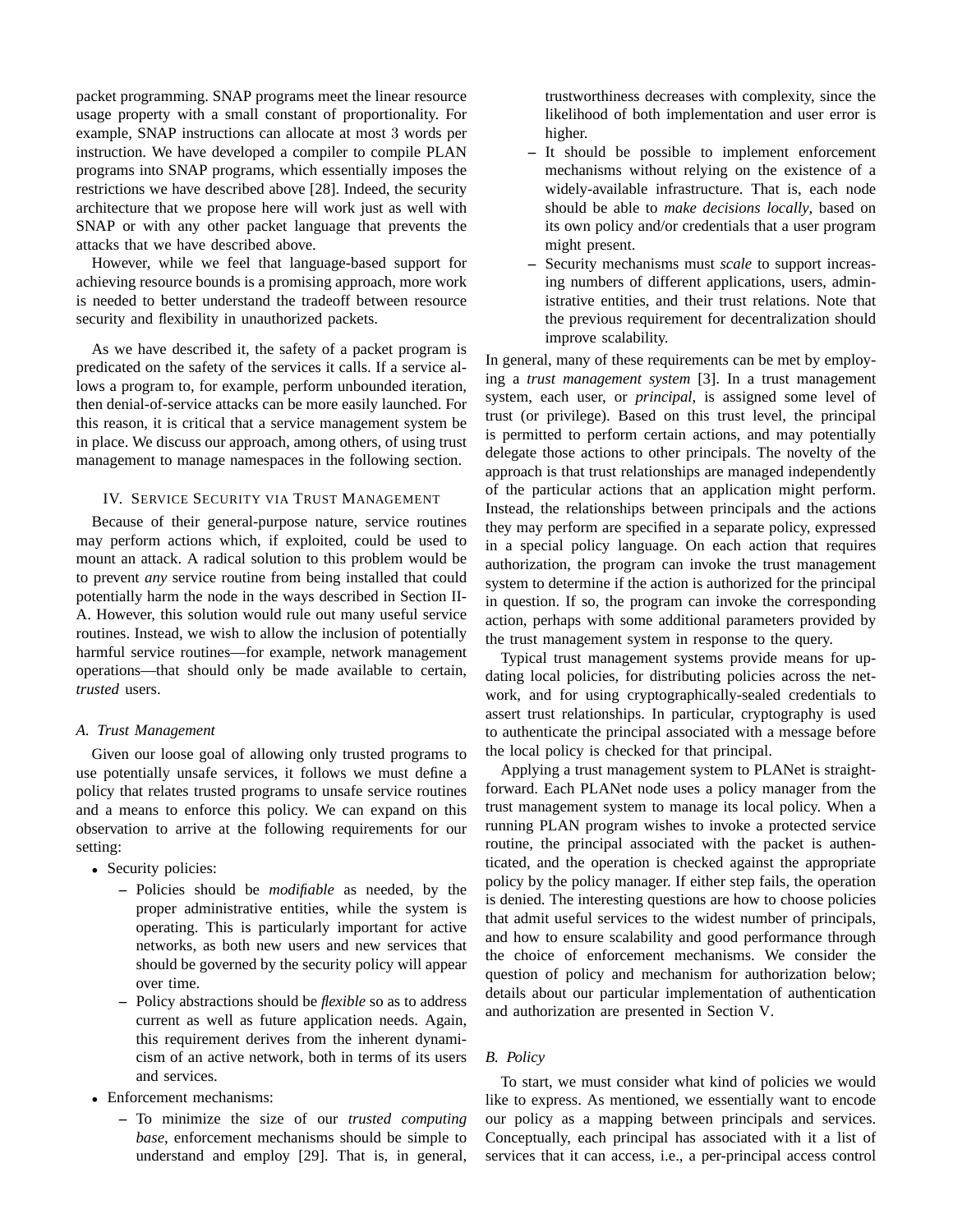packet programming. SNAP programs meet the linear resource usage property with a small constant of proportionality. For example, SNAP instructions can allocate at most 3 words per instruction. We have developed a compiler to compile PLAN programs into SNAP programs, which essentially imposes the restrictions we have described above [28]. Indeed, the security architecture that we propose here will work just as well with SNAP or with any other packet language that prevents the attacks that we have described above.

However, while we feel that language-based support for achieving resource bounds is a promising approach, more work is needed to better understand the tradeoff between resource security and flexibility in unauthorized packets.

As we have described it, the safety of a packet program is predicated on the safety of the services it calls. If a service allows a program to, for example, perform unbounded iteration, then denial-of-service attacks can be more easily launched. For this reason, it is critical that a service management system be in place. We discuss our approach, among others, of using trust management to manage namespaces in the following section.

## IV. Service Security via Trust Management

Because of their general-purpose nature, service routines may perform actions which, if exploited, could be used to mount an attack. A radical solution to this problem would be to prevent *any* service routine from being installed that could potentially harm the node in the ways described in Section II-A. However, this solution would rule out many useful service routines. Instead, we wish to allow the inclusion of potentially harmful service routines—for example, network management operations—that should only be made available to certain, *trusted* users.

### A. Trust Management

Given our loose goal of allowing only trusted programs to use potentially unsafe services, it follows we must define a policy that relates trusted programs to unsafe service routines and a means to enforce this policy. We can expand on this observation to arrive at the following requirements for our setting:

- Security policies:
  - Policies should be *modifiable* as needed, by the proper administrative entities, while the system is operating. This is particularly important for active networks, as both new users and new services that should be governed by the security policy will appear over time.
  - Policy abstractions should be *flexible* so as to address current as well as future application needs. Again, this requirement derives from the inherent dynamicism of an active network, both in terms of its users and services.
- Enforcement mechanisms:
  - To minimize the size of our *trusted computing base*, enforcement mechanisms should be simple to understand and employ [29]. That is, in general, trustworthiness decreases with complexity, since the likelihood of both implementation and user error is higher.
  - It should be possible to implement enforcement mechanisms without relying on the existence of a widely-available infrastructure. That is, each node should be able to *make decisions locally*, based on its own policy and/or credentials that a user program might present.
  - Security mechanisms must *scale* to support increasing numbers of different applications, users, administrative entities, and their trust relations. Note that the previous requirement for decentralization should improve scalability.

In general, many of these requirements can be met by employing a *trust management system* [3]. In a trust management system, each user, or *principal*, is assigned some level of trust (or privilege). Based on this trust level, the principal is permitted to perform certain actions, and may potentially delegate those actions to other principals. The novelty of the approach is that trust relationships are managed independently of the particular actions that an application might perform. Instead, the relationships between principals and the actions they may perform are specified in a separate policy, expressed in a special policy language. On each action that requires authorization, the program can invoke the trust management system to determine if the action is authorized for the principal in question. If so, the program can invoke the corresponding action, perhaps with some additional parameters provided by the trust management system in response to the query.

Typical trust management systems provide means for updating local policies, for distributing policies across the network, and for using cryptographically-sealed credentials to assert trust relationships. In particular, cryptography is used to authenticate the principal associated with a message before the local policy is checked for that principal.

Applying a trust management system to PLANet is straightforward. Each PLANet node uses a policy manager from the trust management system to manage its local policy. When a running PLAN program wishes to invoke a protected service routine, the principal associated with the packet is authenticated, and the operation is checked against the appropriate policy by the policy manager. If either step fails, the operation is denied. The interesting questions are how to choose policies that admit useful services to the widest number of principals, and how to ensure scalability and good performance through the choice of enforcement mechanisms. We consider the question of policy and mechanism for authorization below; details about our particular implementation of authentication and authorization are presented in Section V.

### B. Policy

To start, we must consider what kind of policies we would like to express. As mentioned, we essentially want to encode our policy as a mapping between principals and services. Conceptually, each principal has associated with it a list of services that it can access, i.e., a per-principal access control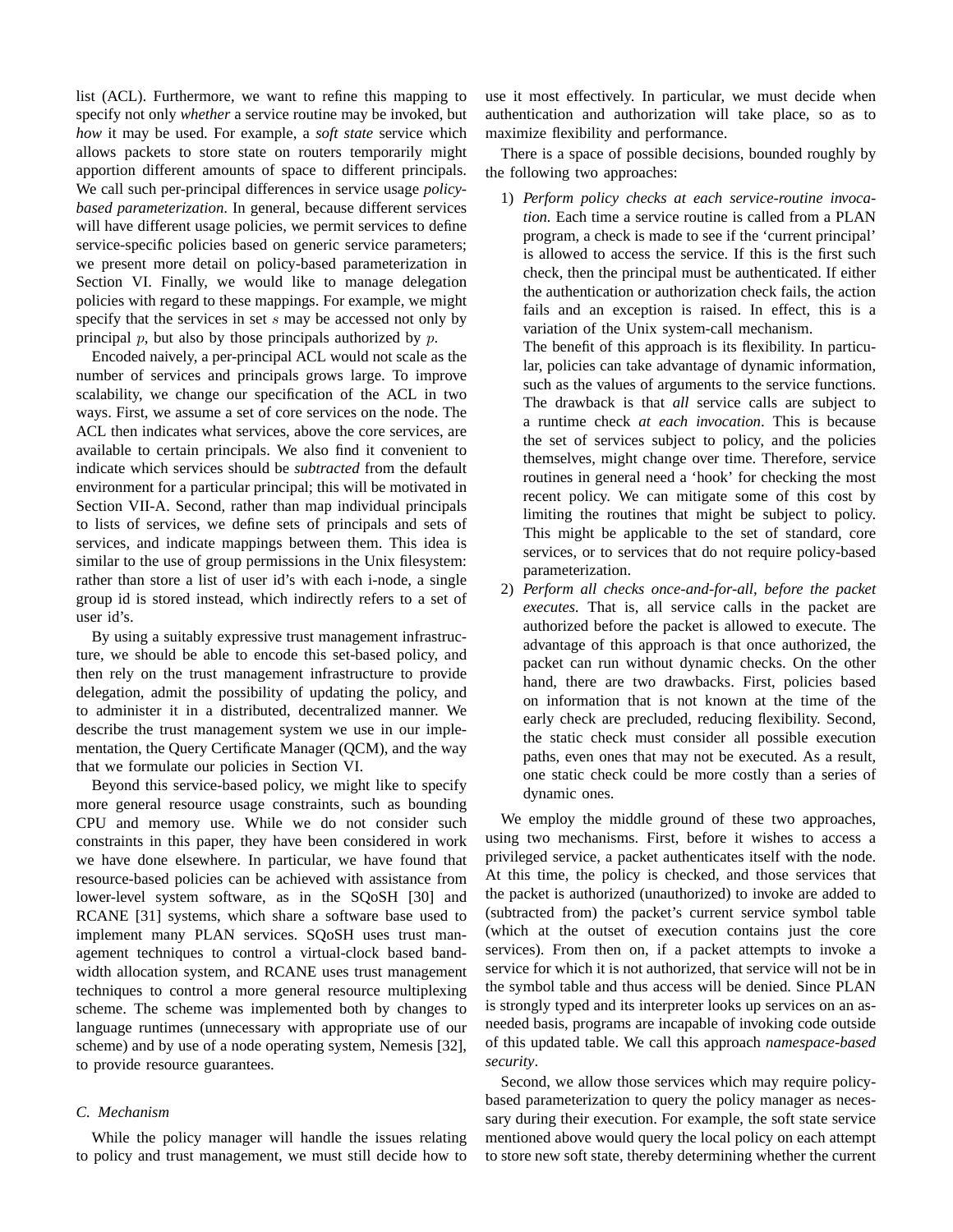list (ACL). Furthermore, we want to refine this mapping to specify not only *whether* a service routine may be invoked, but *how* it may be used. For example, a *soft state* service which allows packets to store state on routers temporarily might apportion different amounts of space to different principals. We call such per-principal differences in service usage *policy-based parameterization*. In general, because different services will have different usage policies, we permit services to define service-specific policies based on generic service parameters; we present more detail on policy-based parameterization in Section VI. Finally, we would like to manage delegation policies with regard to these mappings. For example, we might specify that the services in set $s$ may be accessed not only by principal $p$, but also by those principals authorized by $p$.

Encoded naively, a per-principal ACL would not scale as the number of services and principals grows large. To improve scalability, we change our specification of the ACL in two ways. First, we assume a set of core services on the node. The ACL then indicates what services, above the core services, are available to certain principals. We also find it convenient to indicate which services should be *subtracted* from the default environment for a particular principal; this will be motivated in Section VII-A. Second, rather than map individual principals to lists of services, we define sets of principals and sets of services, and indicate mappings between them. This idea is similar to the use of group permissions in the Unix filesystem: rather than store a list of user id's with each i-node, a single group id is stored instead, which indirectly refers to a set of user id's.

By using a suitably expressive trust management infrastructure, we should be able to encode this set-based policy, and then rely on the trust management infrastructure to provide delegation, admit the possibility of updating the policy, and to administer it in a distributed, decentralized manner. We describe the trust management system we use in our implementation, the Query Certificate Manager (QCM), and the way that we formulate our policies in Section VI.

Beyond this service-based policy, we might like to specify more general resource usage constraints, such as bounding CPU and memory use. While we do not consider such constraints in this paper, they have been considered in work we have done elsewhere. In particular, we have found that resource-based policies can be achieved with assistance from lower-level system software, as in the SQoSH [30] and RCANE [31] systems, which share a software base used to implement many PLAN services. SQoSH uses trust management techniques to control a virtual-clock based bandwidth allocation system, and RCANE uses trust management techniques to control a more general resource multiplexing scheme. The scheme was implemented both by changes to language runtimes (unnecessary with appropriate use of our scheme) and by use of a node operating system, Nemesis [32], to provide resource guarantees.

### C. Mechanism

While the policy manager will handle the issues relating to policy and trust management, we must still decide how to use it most effectively. In particular, we must decide when authentication and authorization will take place, so as to maximize flexibility and performance.

There is a space of possible decisions, bounded roughly by the following two approaches:

1) *Perform policy checks at each service-routine invocation.* Each time a service routine is called from a PLAN program, a check is made to see if the 'current principal' is allowed to access the service. If this is the first such check, then the principal must be authenticated. If either the authentication or authorization check fails, the action fails and an exception is raised. In effect, this is a variation of the Unix system-call mechanism.

   The benefit of this approach is its flexibility. In particular, policies can take advantage of dynamic information, such as the values of arguments to the service functions. The drawback is that *all* service calls are subject to a runtime check *at each invocation*. This is because the set of services subject to policy, and the policies themselves, might change over time. Therefore, service routines in general need a 'hook' for checking the most recent policy. We can mitigate some of this cost by limiting the routines that might be subject to policy. This might be applicable to the set of standard, core services, or to services that do not require policy-based parameterization.

2) *Perform all checks once-and-for-all, before the packet executes.* That is, all service calls in the packet are authorized before the packet is allowed to execute. The advantage of this approach is that once authorized, the packet can run without dynamic checks. On the other hand, there are two drawbacks. First, policies based on information that is not known at the time of the early check are precluded, reducing flexibility. Second, the static check must consider all possible execution paths, even ones that may not be executed. As a result, one static check could be more costly than a series of dynamic ones.

We employ the middle ground of these two approaches, using two mechanisms. First, before it wishes to access a privileged service, a packet authenticates itself with the node. At this time, the policy is checked, and those services that the packet is authorized (unauthorized) to invoke are added to (subtracted from) the packet's current service symbol table (which at the outset of execution contains just the core services). From then on, if a packet attempts to invoke a service for which it is not authorized, that service will not be in the symbol table and thus access will be denied. Since PLAN is strongly typed and its interpreter looks up services on an as-needed basis, programs are incapable of invoking code outside of this updated table. We call this approach *namespace-based security*.

Second, we allow those services which may require policy-based parameterization to query the policy manager as necessary during their execution. For example, the soft state service mentioned above would query the local policy on each attempt to store new soft state, thereby determining whether the current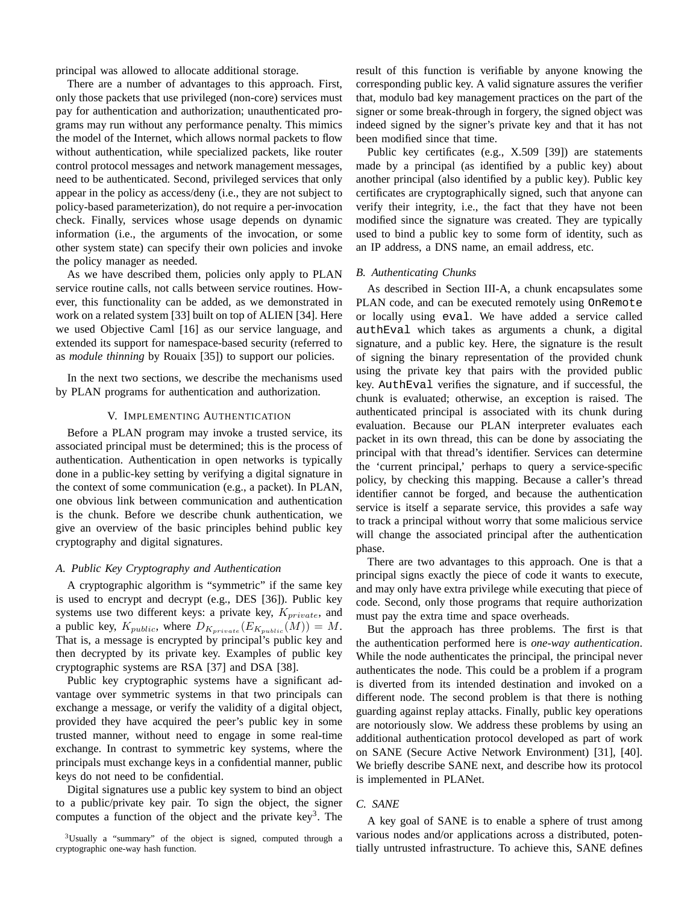principal was allowed to allocate additional storage.

There are a number of advantages to this approach. First, only those packets that use privileged (non-core) services must pay for authentication and authorization; unauthenticated programs may run without any performance penalty. This mimics the model of the Internet, which allows normal packets to flow without authentication, while specialized packets, like router control protocol messages and network management messages, need to be authenticated. Second, privileged services that only appear in the policy as access/deny (i.e., they are not subject to policy-based parameterization), do not require a per-invocation check. Finally, services whose usage depends on dynamic information (i.e., the arguments of the invocation, or some other system state) can specify their own policies and invoke the policy manager as needed.

As we have described them, policies only apply to PLAN service routine calls, not calls between service routines. However, this functionality can be added, as we demonstrated in work on a related system [33] built on top of ALIEN [34]. Here we used Objective Caml [16] as our service language, and extended its support for namespace-based security (referred to as *module thinning* by Rouaix [35]) to support our policies.

In the next two sections, we describe the mechanisms used by PLAN programs for authentication and authorization.

## V. Implementing Authentication

Before a PLAN program may invoke a trusted service, its associated principal must be determined; this is the process of authentication. Authentication in open networks is typically done in a public-key setting by verifying a digital signature in the context of some communication (e.g., a packet). In PLAN, one obvious link between communication and authentication is the chunk. Before we describe chunk authentication, we give an overview of the basic principles behind public key cryptography and digital signatures.

### A. Public Key Cryptography and Authentication

A cryptographic algorithm is "symmetric" if the same key is used to encrypt and decrypt (e.g., DES [36]). Public key systems use two different keys: a private key, $K_{private}$, and a public key, $K_{public}$, where $D_{K_{private}}(E_{K_{public}}(M)) = M$. That is, a message is encrypted by principal's public key and then decrypted by its private key. Examples of public key cryptographic systems are RSA [37] and DSA [38].

Public key cryptographic systems have a significant advantage over symmetric systems in that two principals can exchange a message, or verify the validity of a digital object, provided they have acquired the peer's public key in some trusted manner, without need to engage in some real-time exchange. In contrast to symmetric key systems, where the principals must exchange keys in a confidential manner, public keys do not need to be confidential.

Digital signatures use a public key system to bind an object to a public/private key pair. To sign the object, the signer computes a function of the object and the private key[3]. The result of this function is verifiable by anyone knowing the corresponding public key. A valid signature assures the verifier that, modulo bad key management practices on the part of the signer or some break-through in forgery, the signed object was indeed signed by the signer's private key and that it has not been modified since that time.

[3] Usually a "summary" of the object is signed, computed through a cryptographic one-way hash function.

Public key certificates (e.g., X.509 [39]) are statements made by a principal (as identified by a public key) about another principal (also identified by a public key). Public key certificates are cryptographically signed, such that anyone can verify their integrity, i.e., the fact that they have not been modified since the signature was created. They are typically used to bind a public key to some form of identity, such as an IP address, a DNS name, an email address, etc.

### B. Authenticating Chunks

As described in Section III-A, a chunk encapsulates some PLAN code, and can be executed remotely using `OnRemote` or locally using `eval`. We have added a service called `authEval` which takes as arguments a chunk, a digital signature, and a public key. Here, the signature is the result of signing the binary representation of the provided chunk using the private key that pairs with the provided public key. `AuthEval` verifies the signature, and if successful, the chunk is evaluated; otherwise, an exception is raised. The authenticated principal is associated with its chunk during evaluation. Because our PLAN interpreter evaluates each packet in its own thread, this can be done by associating the principal with that thread's identifier. Services can determine the 'current principal,' perhaps to query a service-specific policy, by checking this mapping. Because a caller's thread identifier cannot be forged, and because the authentication service is itself a separate service, this provides a safe way to track a principal without worry that some malicious service will change the associated principal after the authentication phase.

There are two advantages to this approach. One is that a principal signs exactly the piece of code it wants to execute, and may only have extra privilege while executing that piece of code. Second, only those programs that require authorization must pay the extra time and space overheads.

But the approach has three problems. The first is that the authentication performed here is *one-way authentication*. While the node authenticates the principal, the principal never authenticates the node. This could be a problem if a program is diverted from its intended destination and invoked on a different node. The second problem is that there is nothing guarding against replay attacks. Finally, public key operations are notoriously slow. We address these problems by using an additional authentication protocol developed as part of work on SANE (Secure Active Network Environment) [31], [40]. We briefly describe SANE next, and describe how its protocol is implemented in PLANet.

### C. SANE

A key goal of SANE is to enable a sphere of trust among various nodes and/or applications across a distributed, potentially untrusted infrastructure. To achieve this, SANE defines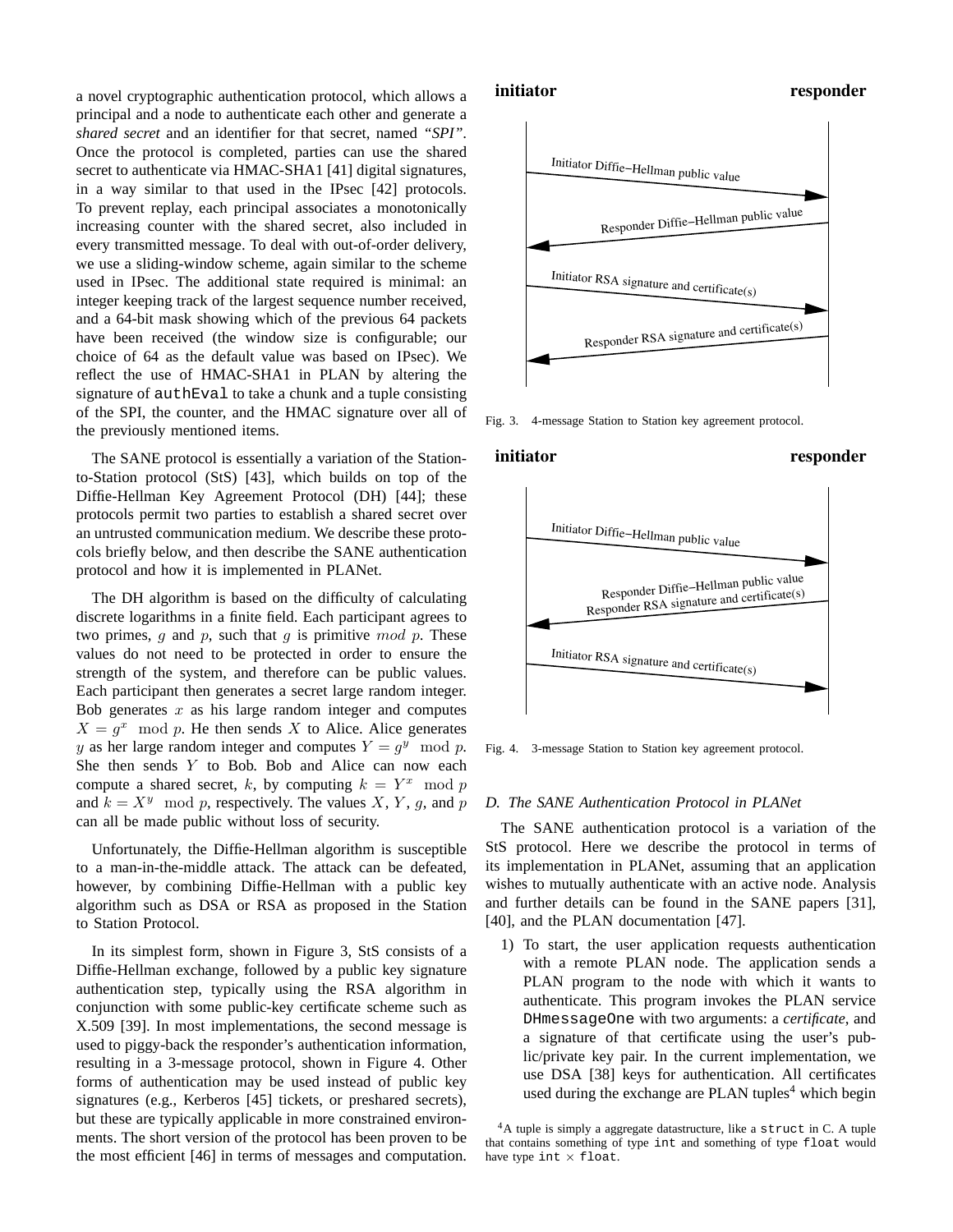a novel cryptographic authentication protocol, which allows a principal and a node to authenticate each other and generate a *shared secret* and an identifier for that secret, named *"SPI"*. Once the protocol is completed, parties can use the shared secret to authenticate via HMAC-SHA1 [41] digital signatures, in a way similar to that used in the IPsec [42] protocols. To prevent replay, each principal associates a monotonically increasing counter with the shared secret, also included in every transmitted message. To deal with out-of-order delivery, we use a sliding-window scheme, again similar to the scheme used in IPsec. The additional state required is minimal: an integer keeping track of the largest sequence number received, and a 64-bit mask showing which of the previous 64 packets have been received (the window size is configurable; our choice of 64 as the default value was based on IPsec). We reflect the use of HMAC-SHA1 in PLAN by altering the signature of `authEval` to take a chunk and a tuple consisting of the SPI, the counter, and the HMAC signature over all of the previously mentioned items.

The SANE protocol is essentially a variation of the Station-to-Station protocol (StS) [43], which builds on top of the Diffie-Hellman Key Agreement Protocol (DH) [44]; these protocols permit two parties to establish a shared secret over an untrusted communication medium. We describe these protocols briefly below, and then describe the SANE authentication protocol and how it is implemented in PLANet.

The DH algorithm is based on the difficulty of calculating discrete logarithms in a finite field. Each participant agrees to two primes, $g$ and $p$, such that $g$ is primitive $mod\ p$. These values do not need to be protected in order to ensure the strength of the system, and therefore can be public values. Each participant then generates a secret large random integer. Bob generates $x$ as his large random integer and computes $X = g^x \mod p$. He then sends $X$ to Alice. Alice generates $y$ as her large random integer and computes $Y = g^y \mod p$. She then sends $Y$ to Bob. Bob and Alice can now each compute a shared secret, $k$, by computing $k = Y^x \mod p$ and $k = X^y \mod p$, respectively. The values $X$, $Y$, $g$, and $p$ can all be made public without loss of security.

Unfortunately, the Diffie-Hellman algorithm is susceptible to a man-in-the-middle attack. The attack can be defeated, however, by combining Diffie-Hellman with a public key algorithm such as DSA or RSA as proposed in the Station to Station Protocol.

In its simplest form, shown in Figure 3, StS consists of a Diffie-Hellman exchange, followed by a public key signature authentication step, typically using the RSA algorithm in conjunction with some public-key certificate scheme such as X.509 [39]. In most implementations, the second message is used to piggy-back the responder's authentication information, resulting in a 3-message protocol, shown in Figure 4. Other forms of authentication may be used instead of public key signatures (e.g., Kerberos [45] tickets, or preshared secrets), but these are typically applicable in more constrained environments. The short version of the protocol has been proven to be the most efficient [46] in terms of messages and computation.

**initiator** → **responder**: Initiator Diffie−Hellman public value
**responder** → **initiator**: Responder Diffie−Hellman public value
**initiator** → **responder**: Initiator RSA signature and certificate(s)
**responder** → **initiator**: Responder RSA signature and certificate(s)

Fig. 3. 4-message Station to Station key agreement protocol.

**initiator** → **responder**: Initiator Diffie−Hellman public value
**responder** → **initiator**: Responder Diffie−Hellman public value, Responder RSA signature and certificate(s)
**initiator** → **responder**: Initiator RSA signature and certificate(s)

Fig. 4. 3-message Station to Station key agreement protocol.

### D. The SANE Authentication Protocol in PLANet

The SANE authentication protocol is a variation of the StS protocol. Here we describe the protocol in terms of its implementation in PLANet, assuming that an application wishes to mutually authenticate with an active node. Analysis and further details can be found in the SANE papers [31], [40], and the PLAN documentation [47].

1) To start, the user application requests authentication with a remote PLAN node. The application sends a PLAN program to the node with which it wants to authenticate. This program invokes the PLAN service `DHmessageOne` with two arguments: a *certificate*, and a signature of that certificate using the user's public/private key pair. In the current implementation, we use DSA [38] keys for authentication. All certificates used during the exchange are PLAN tuples[4] which begin

[4] A tuple is simply a aggregate datastructure, like a `struct` in C. A tuple that contains something of type `int` and something of type `float` would have type `int` × `float`.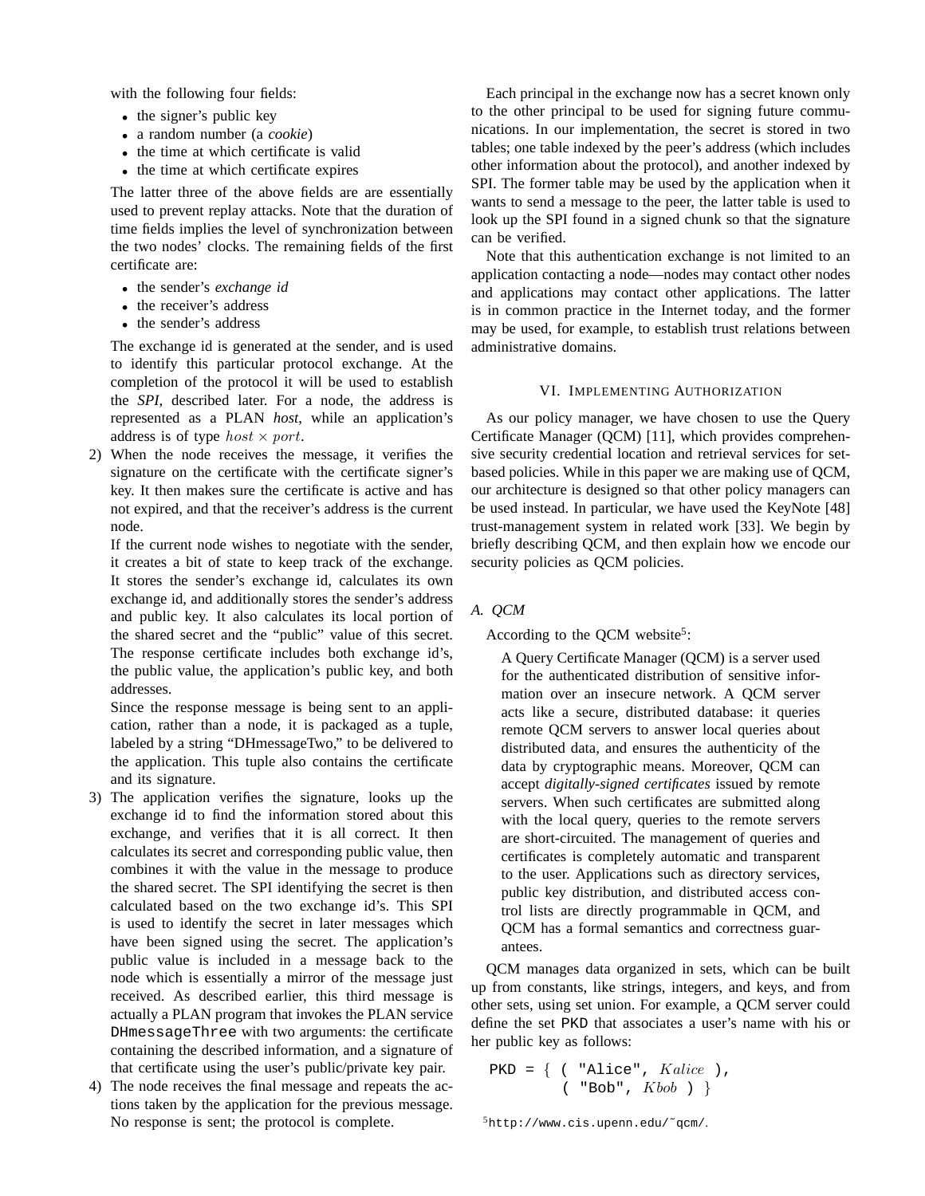with the following four fields:

- the signer's public key
- a random number (a *cookie*)
- the time at which certificate is valid
- the time at which certificate expires

The latter three of the above fields are are essentially used to prevent replay attacks. Note that the duration of time fields implies the level of synchronization between the two nodes' clocks. The remaining fields of the first certificate are:

- the sender's *exchange id*
- the receiver's address
- the sender's address

The exchange id is generated at the sender, and is used to identify this particular protocol exchange. At the completion of the protocol it will be used to establish the *SPI*, described later. For a node, the address is represented as a PLAN *host*, while an application's address is of type $host \times port$.

2) When the node receives the message, it verifies the signature on the certificate with the certificate signer's key. It then makes sure the certificate is active and has not expired, and that the receiver's address is the current node.

   If the current node wishes to negotiate with the sender, it creates a bit of state to keep track of the exchange. It stores the sender's exchange id, calculates its own exchange id, and additionally stores the sender's address and public key. It also calculates its local portion of the shared secret and the "public" value of this secret. The response certificate includes both exchange id's, the public value, the application's public key, and both addresses.

   Since the response message is being sent to an application, rather than a node, it is packaged as a tuple, labeled by a string "DHmessageTwo," to be delivered to the application. This tuple also contains the certificate and its signature.

3) The application verifies the signature, looks up the exchange id to find the information stored about this exchange, and verifies that it is all correct. It then calculates its secret and corresponding public value, then combines it with the value in the message to produce the shared secret. The SPI identifying the secret is then calculated based on the two exchange id's. This SPI is used to identify the secret in later messages which have been signed using the secret. The application's public value is included in a message back to the node which is essentially a mirror of the message just received. As described earlier, this third message is actually a PLAN program that invokes the PLAN service `DHmessageThree` with two arguments: the certificate containing the described information, and a signature of that certificate using the user's public/private key pair.

4) The node receives the final message and repeats the actions taken by the application for the previous message. No response is sent; the protocol is complete.

Each principal in the exchange now has a secret known only to the other principal to be used for signing future communications. In our implementation, the secret is stored in two tables; one table indexed by the peer's address (which includes other information about the protocol), and another indexed by SPI. The former table may be used by the application when it wants to send a message to the peer, the latter table is used to look up the SPI found in a signed chunk so that the signature can be verified.

Note that this authentication exchange is not limited to an application contacting a node—nodes may contact other nodes and applications may contact other applications. The latter is in common practice in the Internet today, and the former may be used, for example, to establish trust relations between administrative domains.

## VI. Implementing Authorization

As our policy manager, we have chosen to use the Query Certificate Manager (QCM) [11], which provides comprehensive security credential location and retrieval services for set-based policies. While in this paper we are making use of QCM, our architecture is designed so that other policy managers can be used instead. In particular, we have used the KeyNote [48] trust-management system in related work [33]. We begin by briefly describing QCM, and then explain how we encode our security policies as QCM policies.

### A. QCM

According to the QCM website[5]:

> A Query Certificate Manager (QCM) is a server used for the authenticated distribution of sensitive information over an insecure network. A QCM server acts like a secure, distributed database: it queries remote QCM servers to answer local queries about distributed data, and ensures the authenticity of the data by cryptographic means. Moreover, QCM can accept *digitally-signed certificates* issued by remote servers. When such certificates are submitted along with the local query, queries to the remote servers are short-circuited. The management of queries and certificates is completely automatic and transparent to the user. Applications such as directory services, public key distribution, and distributed access control lists are directly programmable in QCM, and QCM has a formal semantics and correctness guarantees.

QCM manages data organized in sets, which can be built up from constants, like strings, integers, and keys, and from other sets, using set union. For example, a QCM server could define the set PKD that associates a user's name with his or her public key as follows:

```
PKD = { ( "Alice", Kalice ),
        ( "Bob", Kbob ) }
```

[5] http://www.cis.upenn.edu/~qcm/.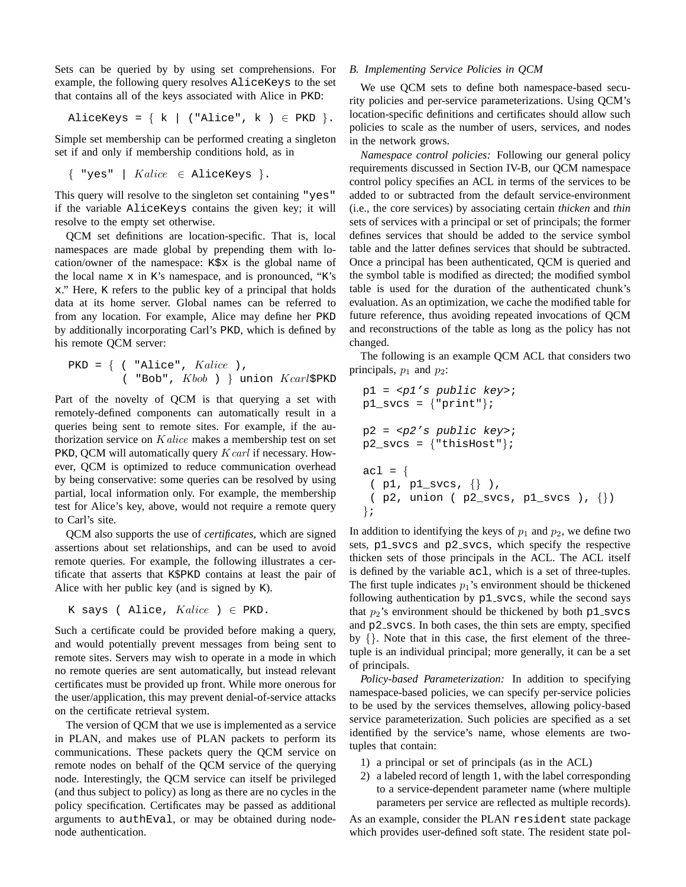Sets can be queried by by using set comprehensions. For example, the following query resolves AliceKeys to the set that contains all of the keys associated with Alice in PKD:

$$\texttt{AliceKeys = } \{ \texttt{ k | ("Alice", k ) } \in \texttt{ PKD } \}.$$

Simple set membership can be performed creating a singleton set if and only if membership conditions hold, as in

$$\{ \texttt{ "yes" | } Kalice \in \texttt{ AliceKeys } \}.$$

This query will resolve to the singleton set containing "yes" if the variable AliceKeys contains the given key; it will resolve to the empty set otherwise.

QCM set definitions are location-specific. That is, local namespaces are made global by prepending them with location/owner of the namespace: K$x is the global name of the local name x in K's namespace, and is pronounced, "K's x." Here, K refers to the public key of a principal that holds data at its home server. Global names can be referred to from any location. For example, Alice may define her PKD by additionally incorporating Carl's PKD, which is defined by his remote QCM server:

$$\texttt{PKD = } \{ \texttt{ ( "Alice", } Kalice \texttt{ ), ( "Bob", } Kbob \texttt{ ) } \} \texttt{ union } Kcarl\texttt{\$PKD}$$

Part of the novelty of QCM is that querying a set with remotely-defined components can automatically result in a queries being sent to remote sites. For example, if the authorization service on $Kalice$ makes a membership test on set PKD, QCM will automatically query $Kcarl$ if necessary. However, QCM is optimized to reduce communication overhead by being conservative: some queries can be resolved by using partial, local information only. For example, the membership test for Alice's key, above, would not require a remote query to Carl's site.

QCM also supports the use of *certificates*, which are signed assertions about set relationships, and can be used to avoid remote queries. For example, the following illustrates a certificate that asserts that K$PKD contains at least the pair of Alice with her public key (and is signed by K).

$$\texttt{K says ( Alice, } Kalice \texttt{ ) } \in \texttt{ PKD.}$$

Such a certificate could be provided before making a query, and would potentially prevent messages from being sent to remote sites. Servers may wish to operate in a mode in which no remote queries are sent automatically, but instead relevant certificates must be provided up front. While more onerous for the user/application, this may prevent denial-of-service attacks on the certificate retrieval system.

The version of QCM that we use is implemented as a service in PLAN, and makes use of PLAN packets to perform its communications. These packets query the QCM service on remote nodes on behalf of the QCM service of the querying node. Interestingly, the QCM service can itself be privileged (and thus subject to policy) as long as there are no cycles in the policy specification. Certificates may be passed as additional arguments to authEval, or may be obtained during node-node authentication.

### B. Implementing Service Policies in QCM

We use QCM sets to define both namespace-based security policies and per-service parameterizations. Using QCM's location-specific definitions and certificates should allow such policies to scale as the number of users, services, and nodes in the network grows.

*Namespace control policies:* Following our general policy requirements discussed in Section IV-B, our QCM namespace control policy specifies an ACL in terms of the services to be added to or subtracted from the default service-environment (i.e., the core services) by associating certain *thicken* and *thin* sets of services with a principal or set of principals; the former defines services that should be added to the service symbol table and the latter defines services that should be subtracted. Once a principal has been authenticated, QCM is queried and the symbol table is modified as directed; the modified symbol table is used for the duration of the authenticated chunk's evaluation. As an optimization, we cache the modified table for future reference, thus avoiding repeated invocations of QCM and reconstructions of the table as long as the policy has not changed.

The following is an example QCM ACL that considers two principals, $p_1$ and $p_2$:

```
p1 = <p1's public key>;
p1_svcs = {"print"};

p2 = <p2's public key>;
p2_svcs = {"thisHost"};

acl = {
 ( p1, p1_svcs, {} ),
 ( p2, union ( p2_svcs, p1_svcs ), {})
};
```

In addition to identifying the keys of $p_1$ and $p_2$, we define two sets, p1_svcs and p2_svcs, which specify the respective thicken sets of those principals in the ACL. The ACL itself is defined by the variable acl, which is a set of three-tuples. The first tuple indicates $p_1$'s environment should be thickened following authentication by p1_svcs, while the second says that $p_2$'s environment should be thickened by both p1_svcs and p2_svcs. In both cases, the thin sets are empty, specified by {}. Note that in this case, the first element of the three-tuple is an individual principal; more generally, it can be a set of principals.

*Policy-based Parameterization:* In addition to specifying namespace-based policies, we can specify per-service policies to be used by the services themselves, allowing policy-based service parameterization. Such policies are specified as a set identified by the service's name, whose elements are two-tuples that contain:

1) a principal or set of principals (as in the ACL)
2) a labeled record of length 1, with the label corresponding to a service-dependent parameter name (where multiple parameters per service are reflected as multiple records).

As an example, consider the PLAN resident state package which provides user-defined soft state. The resident state pol-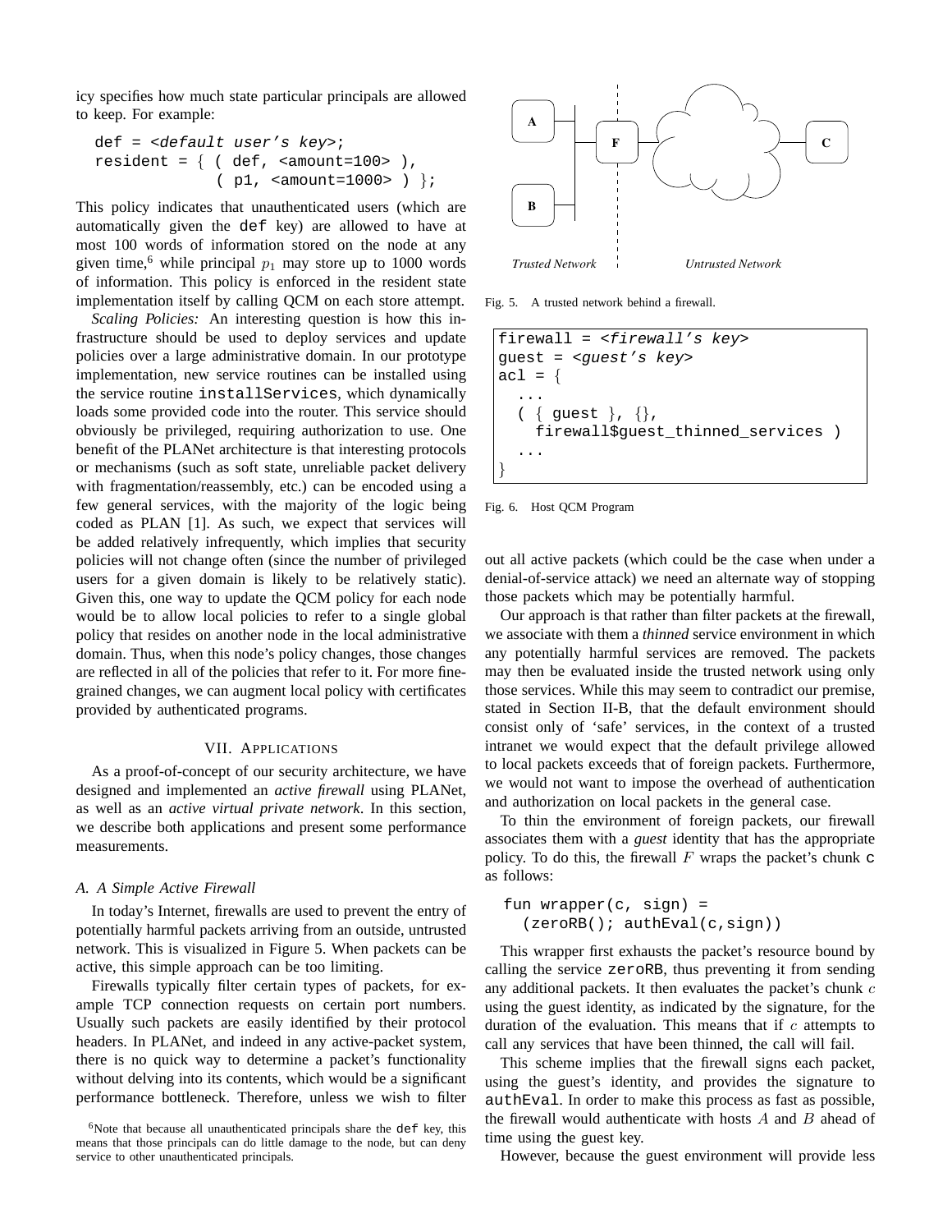icy specifies how much state particular principals are allowed to keep. For example:

```
def = <default user's key>;
resident = { ( def, <amount=100> ),
             ( p1, <amount=1000> ) };
```

This policy indicates that unauthenticated users (which are automatically given the def key) are allowed to have at most 100 words of information stored on the node at any given time,[6] while principal $p_1$ may store up to 1000 words of information. This policy is enforced in the resident state implementation itself by calling QCM on each store attempt.

*Scaling Policies:* An interesting question is how this infrastructure should be used to deploy services and update policies over a large administrative domain. In our prototype implementation, new service routines can be installed using the service routine installServices, which dynamically loads some provided code into the router. This service should obviously be privileged, requiring authorization to use. One benefit of the PLANet architecture is that interesting protocols or mechanisms (such as soft state, unreliable packet delivery with fragmentation/reassembly, etc.) can be encoded using a few general services, with the majority of the logic being coded as PLAN [1]. As such, we expect that services will be added relatively infrequently, which implies that security policies will not change often (since the number of privileged users for a given domain is likely to be relatively static). Given this, one way to update the QCM policy for each node would be to allow local policies to refer to a single global policy that resides on another node in the local administrative domain. Thus, when this node's policy changes, those changes are reflected in all of the policies that refer to it. For more fine-grained changes, we can augment local policy with certificates provided by authenticated programs.

## VII. Applications

As a proof-of-concept of our security architecture, we have designed and implemented an *active firewall* using PLANet, as well as an *active virtual private network*. In this section, we describe both applications and present some performance measurements.

### A. A Simple Active Firewall

In today's Internet, firewalls are used to prevent the entry of potentially harmful packets arriving from an outside, untrusted network. This is visualized in Figure 5. When packets can be active, this simple approach can be too limiting.

Firewalls typically filter certain types of packets, for example TCP connection requests on certain port numbers. Usually such packets are easily identified by their protocol headers. In PLANet, and indeed in any active-packet system, there is no quick way to determine a packet's functionality without delving into its contents, which would be a significant performance bottleneck. Therefore, unless we wish to filter out all active packets (which could be the case when under a denial-of-service attack) we need an alternate way of stopping those packets which may be potentially harmful.

[6] Note that because all unauthenticated principals share the def key, this means that those principals can do little damage to the node, but can deny service to other unauthenticated principals.

A

B

F

C

Trusted Network

Untrusted Network

Fig. 5. A trusted network behind a firewall.

```
firewall = <firewall's key>
guest = <guest's key>
acl = {
  ...
  ( { guest }, {},
    firewall$guest_thinned_services )
  ...
}
```

Fig. 6. Host QCM Program

Our approach is that rather than filter packets at the firewall, we associate with them a *thinned* service environment in which any potentially harmful services are removed. The packets may then be evaluated inside the trusted network using only those services. While this may seem to contradict our premise, stated in Section II-B, that the default environment should consist only of 'safe' services, in the context of a trusted intranet we would expect that the default privilege allowed to local packets exceeds that of foreign packets. Furthermore, we would not want to impose the overhead of authentication and authorization on local packets in the general case.

To thin the environment of foreign packets, our firewall associates them with a *guest* identity that has the appropriate policy. To do this, the firewall $F$ wraps the packet's chunk c as follows:

```
fun wrapper(c, sign) =
  (zeroRB(); authEval(c,sign))
```

This wrapper first exhausts the packet's resource bound by calling the service zeroRB, thus preventing it from sending any additional packets. It then evaluates the packet's chunk $c$ using the guest identity, as indicated by the signature, for the duration of the evaluation. This means that if $c$ attempts to call any services that have been thinned, the call will fail.

This scheme implies that the firewall signs each packet, using the guest's identity, and provides the signature to authEval. In order to make this process as fast as possible, the firewall would authenticate with hosts $A$ and $B$ ahead of time using the guest key.

However, because the guest environment will provide less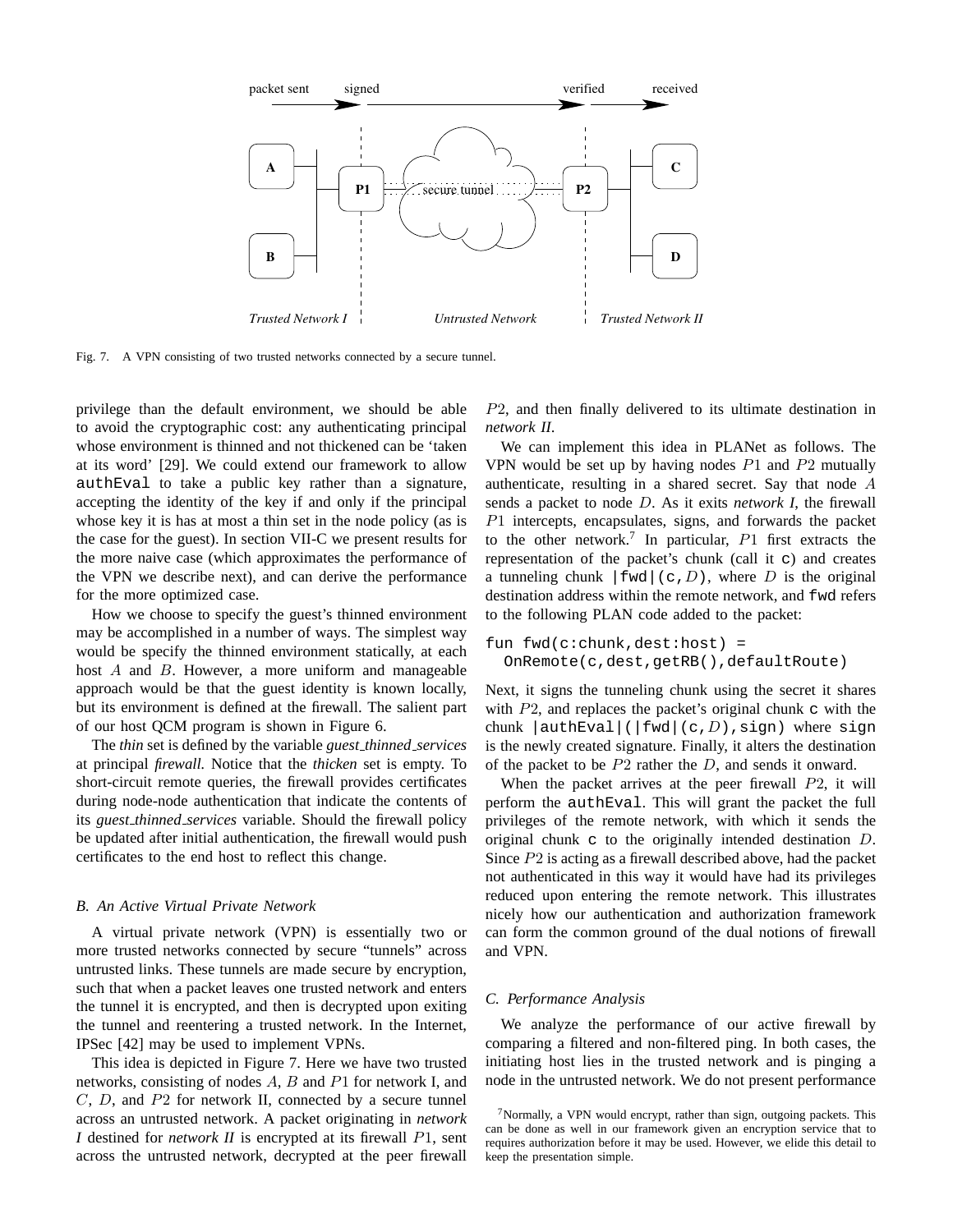Fig. 7. A VPN consisting of two trusted networks connected by a secure tunnel.

privilege than the default environment, we should be able to avoid the cryptographic cost: any authenticating principal whose environment is thinned and not thickened can be 'taken at its word' [29]. We could extend our framework to allow `authEval` to take a public key rather than a signature, accepting the identity of the key if and only if the principal whose key it is has at most a thin set in the node policy (as is the case for the guest). In section VII-C we present results for the more naive case (which approximates the performance of the VPN we describe next), and can derive the performance for the more optimized case.

How we choose to specify the guest's thinned environment may be accomplished in a number of ways. The simplest way would be specify the thinned environment statically, at each host $A$ and $B$. However, a more uniform and manageable approach would be that the guest identity is known locally, but its environment is defined at the firewall. The salient part of our host QCM program is shown in Figure 6.

The *thin* set is defined by the variable *guest_thinned_services* at principal *firewall*. Notice that the *thicken* set is empty. To short-circuit remote queries, the firewall provides certificates during node-node authentication that indicate the contents of its *guest_thinned_services* variable. Should the firewall policy be updated after initial authentication, the firewall would push certificates to the end host to reflect this change.

### B. An Active Virtual Private Network

A virtual private network (VPN) is essentially two or more trusted networks connected by secure "tunnels" across untrusted links. These tunnels are made secure by encryption, such that when a packet leaves one trusted network and enters the tunnel it is encrypted, and then is decrypted upon exiting the tunnel and reentering a trusted network. In the Internet, IPSec [42] may be used to implement VPNs.

This idea is depicted in Figure 7. Here we have two trusted networks, consisting of nodes $A$, $B$ and $P1$ for network I, and $C$, $D$, and $P2$ for network II, connected by a secure tunnel across an untrusted network. A packet originating in *network I* destined for *network II* is encrypted at its firewall $P1$, sent across the untrusted network, decrypted at the peer firewall $P2$, and then finally delivered to its ultimate destination in *network II*.

We can implement this idea in PLANet as follows. The VPN would be set up by having nodes $P1$ and $P2$ mutually authenticate, resulting in a shared secret. Say that node $A$ sends a packet to node $D$. As it exits *network I*, the firewall $P1$ intercepts, encapsulates, signs, and forwards the packet to the other network.[7] In particular, $P1$ first extracts the representation of the packet's chunk (call it `c`) and creates a tunneling chunk `|fwd|(c,`$D$`)`, where $D$ is the original destination address within the remote network, and `fwd` refers to the following PLAN code added to the packet:

```
fun fwd(c:chunk,dest:host) =
  OnRemote(c,dest,getRB(),defaultRoute)
```

Next, it signs the tunneling chunk using the secret it shares with $P2$, and replaces the packet's original chunk `c` with the chunk `|authEval|(|fwd|(c,`$D$`),sign)` where `sign` is the newly created signature. Finally, it alters the destination of the packet to be $P2$ rather the $D$, and sends it onward.

When the packet arrives at the peer firewall $P2$, it will perform the `authEval`. This will grant the packet the full privileges of the remote network, with which it sends the original chunk `c` to the originally intended destination $D$. Since $P2$ is acting as a firewall described above, had the packet not authenticated in this way it would have had its privileges reduced upon entering the remote network. This illustrates nicely how our authentication and authorization framework can form the common ground of the dual notions of firewall and VPN.

### C. Performance Analysis

We analyze the performance of our active firewall by comparing a filtered and non-filtered ping. In both cases, the initiating host lies in the trusted network and is pinging a node in the untrusted network. We do not present performance

[7] Normally, a VPN would encrypt, rather than sign, outgoing packets. This can be done as well in our framework given an encryption service that to requires authorization before it may be used. However, we elide this detail to keep the presentation simple.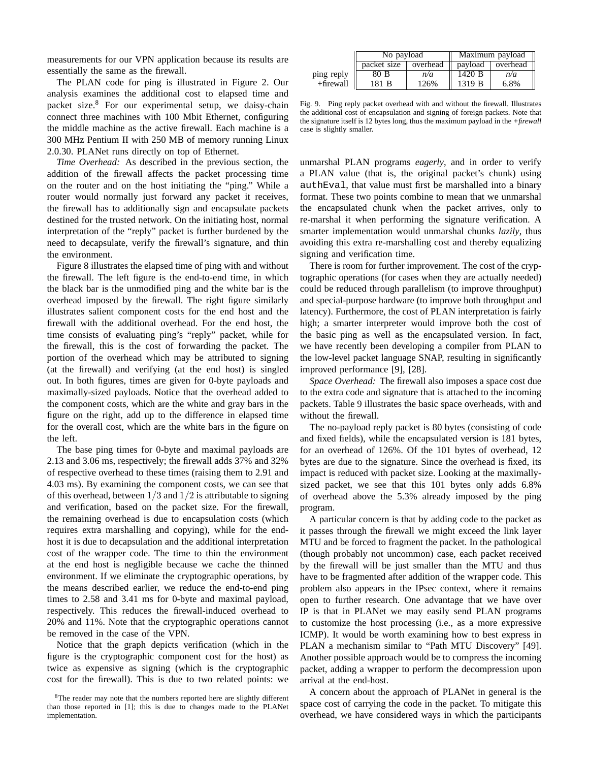measurements for our VPN application because its results are essentially the same as the firewall.

The PLAN code for ping is illustrated in Figure 2. Our analysis examines the additional cost to elapsed time and packet size.[8] For our experimental setup, we daisy-chain connect three machines with 100 Mbit Ethernet, configuring the middle machine as the active firewall. Each machine is a 300 MHz Pentium II with 250 MB of memory running Linux 2.0.30. PLANet runs directly on top of Ethernet.

*Time Overhead:* As described in the previous section, the addition of the firewall affects the packet processing time on the router and on the host initiating the "ping." While a router would normally just forward any packet it receives, the firewall has to additionally sign and encapsulate packets destined for the trusted network. On the initiating host, normal interpretation of the "reply" packet is further burdened by the need to decapsulate, verify the firewall's signature, and thin the environment.

Figure 8 illustrates the elapsed time of ping with and without the firewall. The left figure is the end-to-end time, in which the black bar is the unmodified ping and the white bar is the overhead imposed by the firewall. The right figure similarly illustrates salient component costs for the end host and the firewall with the additional overhead. For the end host, the time consists of evaluating ping's "reply" packet, while for the firewall, this is the cost of forwarding the packet. The portion of the overhead which may be attributed to signing (at the firewall) and verifying (at the end host) is singled out. In both figures, times are given for 0-byte payloads and maximally-sized payloads. Notice that the overhead added to the component costs, which are the white and gray bars in the figure on the right, add up to the difference in elapsed time for the overall cost, which are the white bars in the figure on the left.

The base ping times for 0-byte and maximal payloads are 2.13 and 3.06 ms, respectively; the firewall adds 37% and 32% of respective overhead to these times (raising them to 2.91 and 4.03 ms). By examining the component costs, we can see that of this overhead, between $1/3$ and $1/2$ is attributable to signing and verification, based on the packet size. For the firewall, the remaining overhead is due to encapsulation costs (which requires extra marshalling and copying), while for the end-host it is due to decapsulation and the additional interpretation cost of the wrapper code. The time to thin the environment at the end host is negligible because we cache the thinned environment. If we eliminate the cryptographic operations, by the means described earlier, we reduce the end-to-end ping times to 2.58 and 3.41 ms for 0-byte and maximal payload, respectively. This reduces the firewall-induced overhead to 20% and 11%. Note that the cryptographic operations cannot be removed in the case of the VPN.

Notice that the graph depicts verification (which in the figure is the cryptographic component cost for the host) as twice as expensive as signing (which is the cryptographic cost for the firewall). This is due to two related points: we unmarshal PLAN programs *eagerly*, and in order to verify a PLAN value (that is, the original packet's chunk) using `authEval`, that value must first be marshalled into a binary format. These two points combine to mean that we unmarshal the encapsulated chunk when the packet arrives, only to re-marshal it when performing the signature verification. A smarter implementation would unmarshal chunks *lazily*, thus avoiding this extra re-marshalling cost and thereby equalizing signing and verification time.

[8] The reader may note that the numbers reported here are slightly different than those reported in [1]; this is due to changes made to the PLANet implementation.

| | No payload | | Maximum payload | |
|---|---|---|---|---|
| | packet size | overhead | payload | overhead |
| ping reply | 80 B | *n/a* | 1420 B | *n/a* |
| +firewall | 181 B | 126% | 1319 B | 6.8% |

Fig. 9. Ping reply packet overhead with and without the firewall. Illustrates the additional cost of encapsulation and signing of foreign packets. Note that the signature itself is 12 bytes long, thus the maximum payload in the *+firewall* case is slightly smaller.

There is room for further improvement. The cost of the cryptographic operations (for cases when they are actually needed) could be reduced through parallelism (to improve throughput) and special-purpose hardware (to improve both throughput and latency). Furthermore, the cost of PLAN interpretation is fairly high; a smarter interpreter would improve both the cost of the basic ping as well as the encapsulated version. In fact, we have recently been developing a compiler from PLAN to the low-level packet language SNAP, resulting in significantly improved performance [9], [28].

*Space Overhead:* The firewall also imposes a space cost due to the extra code and signature that is attached to the incoming packets. Table 9 illustrates the basic space overheads, with and without the firewall.

The no-payload reply packet is 80 bytes (consisting of code and fixed fields), while the encapsulated version is 181 bytes, for an overhead of 126%. Of the 101 bytes of overhead, 12 bytes are due to the signature. Since the overhead is fixed, its impact is reduced with packet size. Looking at the maximally-sized packet, we see that this 101 bytes only adds 6.8% of overhead above the 5.3% already imposed by the ping program.

A particular concern is that by adding code to the packet as it passes through the firewall we might exceed the link layer MTU and be forced to fragment the packet. In the pathological (though probably not uncommon) case, each packet received by the firewall will be just smaller than the MTU and thus have to be fragmented after addition of the wrapper code. This problem also appears in the IPsec context, where it remains open to further research. One advantage that we have over IP is that in PLANet we may easily send PLAN programs to customize the host processing (i.e., as a more expressive ICMP). It would be worth examining how to best express in PLAN a mechanism similar to "Path MTU Discovery" [49]. Another possible approach would be to compress the incoming packet, adding a wrapper to perform the decompression upon arrival at the end-host.

A concern about the approach of PLANet in general is the space cost of carrying the code in the packet. To mitigate this overhead, we have considered ways in which the participants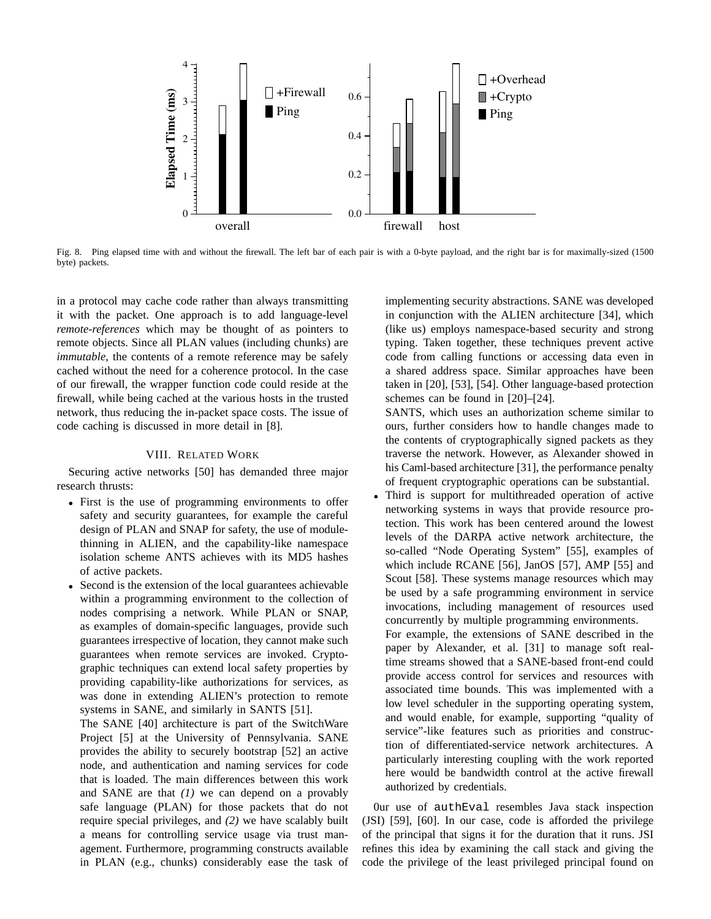Fig. 8. Ping elapsed time with and without the firewall. The left bar of each pair is with a 0-byte payload, and the right bar is for maximally-sized (1500 byte) packets.

in a protocol may cache code rather than always transmitting it with the packet. One approach is to add language-level *remote-references* which may be thought of as pointers to remote objects. Since all PLAN values (including chunks) are *immutable*, the contents of a remote reference may be safely cached without the need for a coherence protocol. In the case of our firewall, the wrapper function code could reside at the firewall, while being cached at the various hosts in the trusted network, thus reducing the in-packet space costs. The issue of code caching is discussed in more detail in [8].

## VIII. Related Work

Securing active networks [50] has demanded three major research thrusts:

- First is the use of programming environments to offer safety and security guarantees, for example the careful design of PLAN and SNAP for safety, the use of module-thinning in ALIEN, and the capability-like namespace isolation scheme ANTS achieves with its MD5 hashes of active packets.
- Second is the extension of the local guarantees achievable within a programming environment to the collection of nodes comprising a network. While PLAN or SNAP, as examples of domain-specific languages, provide such guarantees irrespective of location, they cannot make such guarantees when remote services are invoked. Cryptographic techniques can extend local safety properties by providing capability-like authorizations for services, as was done in extending ALIEN's protection to remote systems in SANE, and similarly in SANTS [51].
  The SANE [40] architecture is part of the SwitchWare Project [5] at the University of Pennsylvania. SANE provides the ability to securely bootstrap [52] an active node, and authentication and naming services for code that is loaded. The main differences between this work and SANE are that *(1)* we can depend on a provably safe language (PLAN) for those packets that do not require special privileges, and *(2)* we have scalably built a means for controlling service usage via trust management. Furthermore, programming constructs available in PLAN (e.g., chunks) considerably ease the task of implementing security abstractions. SANE was developed in conjunction with the ALIEN architecture [34], which (like us) employs namespace-based security and strong typing. Taken together, these techniques prevent active code from calling functions or accessing data even in a shared address space. Similar approaches have been taken in [20], [53], [54]. Other language-based protection schemes can be found in [20]–[24].
  SANTS, which uses an authorization scheme similar to ours, further considers how to handle changes made to the contents of cryptographically signed packets as they traverse the network. However, as Alexander showed in his Caml-based architecture [31], the performance penalty of frequent cryptographic operations can be substantial.
- Third is support for multithreaded operation of active networking systems in ways that provide resource protection. This work has been centered around the lowest levels of the DARPA active network architecture, the so-called "Node Operating System" [55], examples of which include RCANE [56], JanOS [57], AMP [55] and Scout [58]. These systems manage resources which may be used by a safe programming environment in service invocations, including management of resources used concurrently by multiple programming environments.
  For example, the extensions of SANE described in the paper by Alexander, et al. [31] to manage soft real-time streams showed that a SANE-based front-end could provide access control for services and resources with associated time bounds. This was implemented with a low level scheduler in the supporting operating system, and would enable, for example, supporting "quality of service"-like features such as priorities and construction of differentiated-service network architectures. A particularly interesting coupling with the work reported here would be bandwidth control at the active firewall authorized by credentials.

Our use of `authEval` resembles Java stack inspection (JSI) [59], [60]. In our case, code is afforded the privilege of the principal that signs it for the duration that it runs. JSI refines this idea by examining the call stack and giving the code the privilege of the least privileged principal found on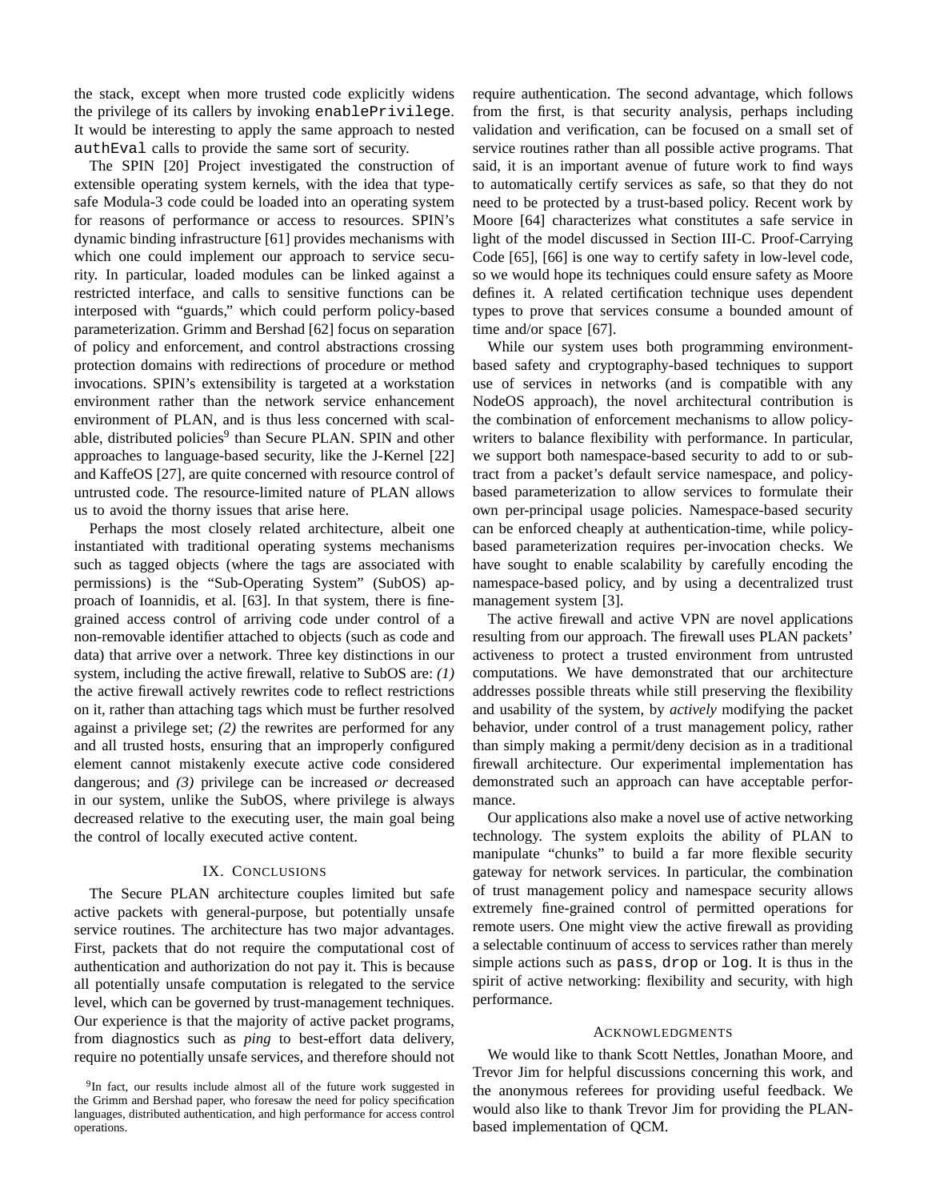the stack, except when more trusted code explicitly widens the privilege of its callers by invoking `enablePrivilege`. It would be interesting to apply the same approach to nested `authEval` calls to provide the same sort of security.

The SPIN [20] Project investigated the construction of extensible operating system kernels, with the idea that type-safe Modula-3 code could be loaded into an operating system for reasons of performance or access to resources. SPIN's dynamic binding infrastructure [61] provides mechanisms with which one could implement our approach to service security. In particular, loaded modules can be linked against a restricted interface, and calls to sensitive functions can be interposed with "guards," which could perform policy-based parameterization. Grimm and Bershad [62] focus on separation of policy and enforcement, and control abstractions crossing protection domains with redirections of procedure or method invocations. SPIN's extensibility is targeted at a workstation environment rather than the network service enhancement environment of PLAN, and is thus less concerned with scalable, distributed policies[9] than Secure PLAN. SPIN and other approaches to language-based security, like the J-Kernel [22] and KaffeOS [27], are quite concerned with resource control of untrusted code. The resource-limited nature of PLAN allows us to avoid the thorny issues that arise here.

Perhaps the most closely related architecture, albeit one instantiated with traditional operating systems mechanisms such as tagged objects (where the tags are associated with permissions) is the "Sub-Operating System" (SubOS) approach of Ioannidis, et al. [63]. In that system, there is fine-grained access control of arriving code under control of a non-removable identifier attached to objects (such as code and data) that arrive over a network. Three key distinctions in our system, including the active firewall, relative to SubOS are: *(1)* the active firewall actively rewrites code to reflect restrictions on it, rather than attaching tags which must be further resolved against a privilege set; *(2)* the rewrites are performed for any and all trusted hosts, ensuring that an improperly configured element cannot mistakenly execute active code considered dangerous; and *(3)* privilege can be increased *or* decreased in our system, unlike the SubOS, where privilege is always decreased relative to the executing user, the main goal being the control of locally executed active content.

## IX. Conclusions

The Secure PLAN architecture couples limited but safe active packets with general-purpose, but potentially unsafe service routines. The architecture has two major advantages. First, packets that do not require the computational cost of authentication and authorization do not pay it. This is because all potentially unsafe computation is relegated to the service level, which can be governed by trust-management techniques. Our experience is that the majority of active packet programs, from diagnostics such as *ping* to best-effort data delivery, require no potentially unsafe services, and therefore should not require authentication. The second advantage, which follows from the first, is that security analysis, perhaps including validation and verification, can be focused on a small set of service routines rather than all possible active programs. That said, it is an important avenue of future work to find ways to automatically certify services as safe, so that they do not need to be protected by a trust-based policy. Recent work by Moore [64] characterizes what constitutes a safe service in light of the model discussed in Section III-C. Proof-Carrying Code [65], [66] is one way to certify safety in low-level code, so we would hope its techniques could ensure safety as Moore defines it. A related certification technique uses dependent types to prove that services consume a bounded amount of time and/or space [67].

While our system uses both programming environment-based safety and cryptography-based techniques to support use of services in networks (and is compatible with any NodeOS approach), the novel architectural contribution is the combination of enforcement mechanisms to allow policy-writers to balance flexibility with performance. In particular, we support both namespace-based security to add to or subtract from a packet's default service namespace, and policy-based parameterization to allow services to formulate their own per-principal usage policies. Namespace-based security can be enforced cheaply at authentication-time, while policy-based parameterization requires per-invocation checks. We have sought to enable scalability by carefully encoding the namespace-based policy, and by using a decentralized trust management system [3].

The active firewall and active VPN are novel applications resulting from our approach. The firewall uses PLAN packets' activeness to protect a trusted environment from untrusted computations. We have demonstrated that our architecture addresses possible threats while still preserving the flexibility and usability of the system, by *actively* modifying the packet behavior, under control of a trust management policy, rather than simply making a permit/deny decision as in a traditional firewall architecture. Our experimental implementation has demonstrated such an approach can have acceptable performance.

Our applications also make a novel use of active networking technology. The system exploits the ability of PLAN to manipulate "chunks" to build a far more flexible security gateway for network services. In particular, the combination of trust management policy and namespace security allows extremely fine-grained control of permitted operations for remote users. One might view the active firewall as providing a selectable continuum of access to services rather than merely simple actions such as `pass`, `drop` or `log`. It is thus in the spirit of active networking: flexibility and security, with high performance.

## Acknowledgments

We would like to thank Scott Nettles, Jonathan Moore, and Trevor Jim for helpful discussions concerning this work, and the anonymous referees for providing useful feedback. We would also like to thank Trevor Jim for providing the PLAN-based implementation of QCM.

[9] In fact, our results include almost all of the future work suggested in the Grimm and Bershad paper, who foresaw the need for policy specification languages, distributed authentication, and high performance for access control operations.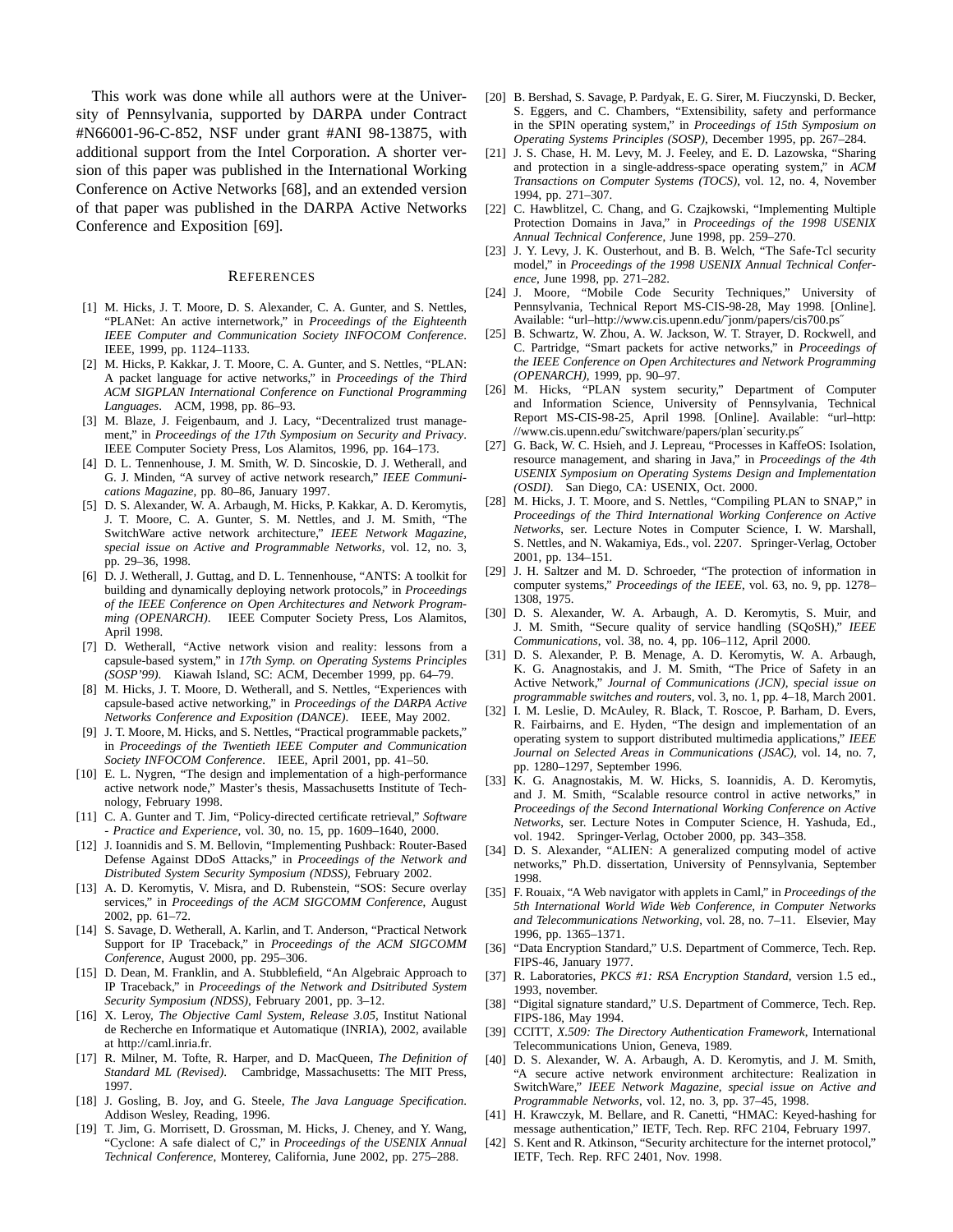This work was done while all authors were at the University of Pennsylvania, supported by DARPA under Contract #N66001-96-C-852, NSF under grant #ANI 98-13875, with additional support from the Intel Corporation. A shorter version of this paper was published in the International Working Conference on Active Networks [68], and an extended version of that paper was published in the DARPA Active Networks Conference and Exposition [69].

## References

[1] M. Hicks, J. T. Moore, D. S. Alexander, C. A. Gunter, and S. Nettles, "PLANet: An active internetwork," in *Proceedings of the Eighteenth IEEE Computer and Communication Society INFOCOM Conference*. IEEE, 1999, pp. 1124–1133.

[2] M. Hicks, P. Kakkar, J. T. Moore, C. A. Gunter, and S. Nettles, "PLAN: A packet language for active networks," in *Proceedings of the Third ACM SIGPLAN International Conference on Functional Programming Languages*. ACM, 1998, pp. 86–93.

[3] M. Blaze, J. Feigenbaum, and J. Lacy, "Decentralized trust management," in *Proceedings of the 17th Symposium on Security and Privacy*. IEEE Computer Society Press, Los Alamitos, 1996, pp. 164–173.

[4] D. L. Tennenhouse, J. M. Smith, W. D. Sincoskie, D. J. Wetherall, and G. J. Minden, "A survey of active network research," *IEEE Communications Magazine*, pp. 80–86, January 1997.

[5] D. S. Alexander, W. A. Arbaugh, M. Hicks, P. Kakkar, A. D. Keromytis, J. T. Moore, C. A. Gunter, S. M. Nettles, and J. M. Smith, "The SwitchWare active network architecture," *IEEE Network Magazine, special issue on Active and Programmable Networks*, vol. 12, no. 3, pp. 29–36, 1998.

[6] D. J. Wetherall, J. Guttag, and D. L. Tennenhouse, "ANTS: A toolkit for building and dynamically deploying network protocols," in *Proceedings of the IEEE Conference on Open Architectures and Network Programming (OPENARCH)*. IEEE Computer Society Press, Los Alamitos, April 1998.

[7] D. Wetherall, "Active network vision and reality: lessons from a capsule-based system," in *17th Symp. on Operating Systems Principles (SOSP'99)*. Kiawah Island, SC: ACM, December 1999, pp. 64–79.

[8] M. Hicks, J. T. Moore, D. Wetherall, and S. Nettles, "Experiences with capsule-based active networking," in *Proceedings of the DARPA Active Networks Conference and Exposition (DANCE)*. IEEE, May 2002.

[9] J. T. Moore, M. Hicks, and S. Nettles, "Practical programmable packets," in *Proceedings of the Twentieth IEEE Computer and Communication Society INFOCOM Conference*. IEEE, April 2001, pp. 41–50.

[10] E. L. Nygren, "The design and implementation of a high-performance active network node," Master's thesis, Massachusetts Institute of Technology, February 1998.

[11] C. A. Gunter and T. Jim, "Policy-directed certificate retrieval," *Software - Practice and Experience*, vol. 30, no. 15, pp. 1609–1640, 2000.

[12] J. Ioannidis and S. M. Bellovin, "Implementing Pushback: Router-Based Defense Against DDoS Attacks," in *Proceedings of the Network and Distributed System Security Symposium (NDSS)*, February 2002.

[13] A. D. Keromytis, V. Misra, and D. Rubenstein, "SOS: Secure overlay services," in *Proceedings of the ACM SIGCOMM Conference*, August 2002, pp. 61–72.

[14] S. Savage, D. Wetherall, A. Karlin, and T. Anderson, "Practical Network Support for IP Traceback," in *Proceedings of the ACM SIGCOMM Conference*, August 2000, pp. 295–306.

[15] D. Dean, M. Franklin, and A. Stubblefield, "An Algebraic Approach to IP Traceback," in *Proceedings of the Network and Dsitributed System Security Symposium (NDSS)*, February 2001, pp. 3–12.

[16] X. Leroy, *The Objective Caml System, Release 3.05*, Institut National de Recherche en Informatique et Automatique (INRIA), 2002, available at http://caml.inria.fr.

[17] R. Milner, M. Tofte, R. Harper, and D. MacQueen, *The Definition of Standard ML (Revised)*. Cambridge, Massachusetts: The MIT Press, 1997.

[18] J. Gosling, B. Joy, and G. Steele, *The Java Language Specification*. Addison Wesley, Reading, 1996.

[19] T. Jim, G. Morrisett, D. Grossman, M. Hicks, J. Cheney, and Y. Wang, "Cyclone: A safe dialect of C," in *Proceedings of the USENIX Annual Technical Conference*, Monterey, California, June 2002, pp. 275–288.

[20] B. Bershad, S. Savage, P. Pardyak, E. G. Sirer, M. Fiuczynski, D. Becker, S. Eggers, and C. Chambers, "Extensibility, safety and performance in the SPIN operating system," in *Proceedings of 15th Symposium on Operating Systems Principles (SOSP)*, December 1995, pp. 267–284.

[21] J. S. Chase, H. M. Levy, M. J. Feeley, and E. D. Lazowska, "Sharing and protection in a single-address-space operating system," in *ACM Transactions on Computer Systems (TOCS)*, vol. 12, no. 4, November 1994, pp. 271–307.

[22] C. Hawblitzel, C. Chang, and G. Czajkowski, "Implementing Multiple Protection Domains in Java," in *Proceedings of the 1998 USENIX Annual Technical Conference*, June 1998, pp. 259–270.

[23] J. Y. Levy, J. K. Ousterhout, and B. B. Welch, "The Safe-Tcl security model," in *Proceedings of the 1998 USENIX Annual Technical Conference*, June 1998, pp. 271–282.

[24] J. Moore, "Mobile Code Security Techniques," University of Pennsylvania, Technical Report MS-CIS-98-28, May 1998. [Online]. Available: "url–http://www.cis.upenn.edu/˜jonm/papers/cis700.ps˝

[25] B. Schwartz, W. Zhou, A. W. Jackson, W. T. Strayer, D. Rockwell, and C. Partridge, "Smart packets for active networks," in *Proceedings of the IEEE Conference on Open Architectures and Network Programming (OPENARCH)*, 1999, pp. 90–97.

[26] M. Hicks, "PLAN system security," Department of Computer and Information Science, University of Pennsylvania, Technical Report MS-CIS-98-25, April 1998. [Online]. Available: "url–http://www.cis.upenn.edu/˜switchware/papers/plan˙security.ps˝

[27] G. Back, W. C. Hsieh, and J. Lepreau, "Processes in KaffeOS: Isolation, resource management, and sharing in Java," in *Proceedings of the 4th USENIX Symposium on Operating Systems Design and Implementation (OSDI)*. San Diego, CA: USENIX, Oct. 2000.

[28] M. Hicks, J. T. Moore, and S. Nettles, "Compiling PLAN to SNAP," in *Proceedings of the Third International Working Conference on Active Networks*, ser. Lecture Notes in Computer Science, I. W. Marshall, S. Nettles, and N. Wakamiya, Eds., vol. 2207. Springer-Verlag, October 2001, pp. 134–151.

[29] J. H. Saltzer and M. D. Schroeder, "The protection of information in computer systems," *Proceedings of the IEEE*, vol. 63, no. 9, pp. 1278–1308, 1975.

[30] D. S. Alexander, W. A. Arbaugh, A. D. Keromytis, S. Muir, and J. M. Smith, "Secure quality of service handling (SQoSH)," *IEEE Communications*, vol. 38, no. 4, pp. 106–112, April 2000.

[31] D. S. Alexander, P. B. Menage, A. D. Keromytis, W. A. Arbaugh, K. G. Anagnostakis, and J. M. Smith, "The Price of Safety in an Active Network," *Journal of Communications (JCN), special issue on programmable switches and routers*, vol. 3, no. 1, pp. 4–18, March 2001.

[32] I. M. Leslie, D. McAuley, R. Black, T. Roscoe, P. Barham, D. Evers, R. Fairbairns, and E. Hyden, "The design and implementation of an operating system to support distributed multimedia applications," *IEEE Journal on Selected Areas in Communications (JSAC)*, vol. 14, no. 7, pp. 1280–1297, September 1996.

[33] K. G. Anagnostakis, M. W. Hicks, S. Ioannidis, A. D. Keromytis, and J. M. Smith, "Scalable resource control in active networks," in *Proceedings of the Second International Working Conference on Active Networks*, ser. Lecture Notes in Computer Science, H. Yashuda, Ed., vol. 1942. Springer-Verlag, October 2000, pp. 343–358.

[34] D. S. Alexander, "ALIEN: A generalized computing model of active networks," Ph.D. dissertation, University of Pennsylvania, September 1998.

[35] F. Rouaix, "A Web navigator with applets in Caml," in *Proceedings of the 5th International World Wide Web Conference, in Computer Networks and Telecommunications Networking*, vol. 28, no. 7–11. Elsevier, May 1996, pp. 1365–1371.

[36] "Data Encryption Standard," U.S. Department of Commerce, Tech. Rep. FIPS-46, January 1977.

[37] R. Laboratories, *PKCS #1: RSA Encryption Standard*, version 1.5 ed., 1993, november.

[38] "Digital signature standard," U.S. Department of Commerce, Tech. Rep. FIPS-186, May 1994.

[39] CCITT, *X.509: The Directory Authentication Framework*, International Telecommunications Union, Geneva, 1989.

[40] D. S. Alexander, W. A. Arbaugh, A. D. Keromytis, and J. M. Smith, "A secure active network environment architecture: Realization in SwitchWare," *IEEE Network Magazine, special issue on Active and Programmable Networks*, vol. 12, no. 3, pp. 37–45, 1998.

[41] H. Krawczyk, M. Bellare, and R. Canetti, "HMAC: Keyed-hashing for message authentication," IETF, Tech. Rep. RFC 2104, February 1997.

[42] S. Kent and R. Atkinson, "Security architecture for the internet protocol," IETF, Tech. Rep. RFC 2401, Nov. 1998.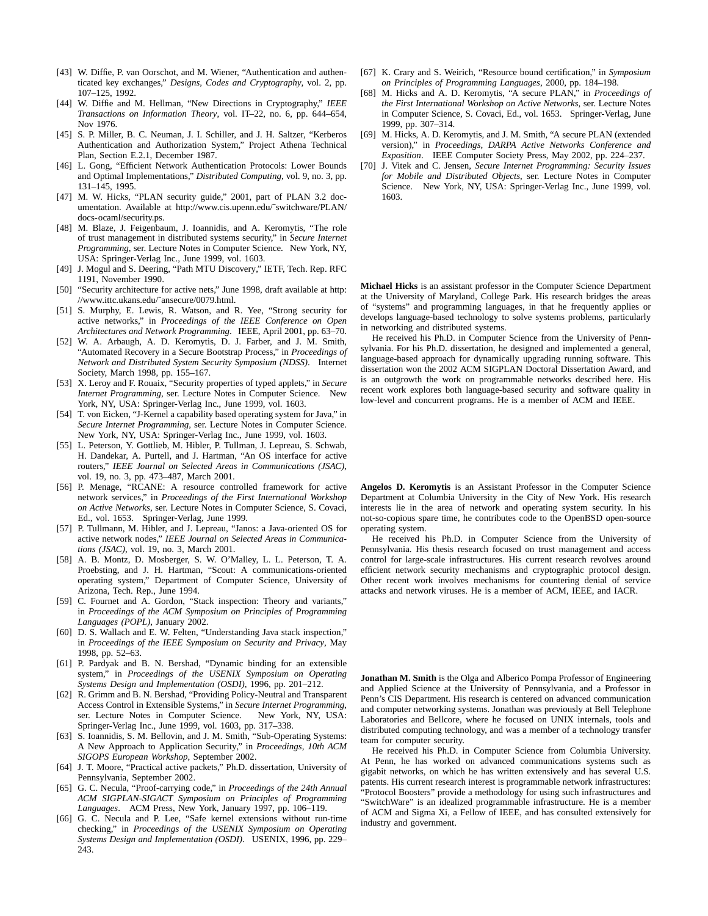[43] W. Diffie, P. van Oorschot, and M. Wiener, "Authentication and authenticated key exchanges," *Designs, Codes and Cryptography*, vol. 2, pp. 107–125, 1992.

[44] W. Diffie and M. Hellman, "New Directions in Cryptography," *IEEE Transactions on Information Theory*, vol. IT–22, no. 6, pp. 644–654, Nov 1976.

[45] S. P. Miller, B. C. Neuman, J. I. Schiller, and J. H. Saltzer, "Kerberos Authentication and Authorization System," Project Athena Technical Plan, Section E.2.1, December 1987.

[46] L. Gong, "Efficient Network Authentication Protocols: Lower Bounds and Optimal Implementations," *Distributed Computing*, vol. 9, no. 3, pp. 131–145, 1995.

[47] M. W. Hicks, "PLAN security guide," 2001, part of PLAN 3.2 documentation. Available at http://www.cis.upenn.edu/~switchware/PLAN/docs-ocaml/security.ps.

[48] M. Blaze, J. Feigenbaum, J. Ioannidis, and A. Keromytis, "The role of trust management in distributed systems security," in *Secure Internet Programming*, ser. Lecture Notes in Computer Science. New York, NY, USA: Springer-Verlag Inc., June 1999, vol. 1603.

[49] J. Mogul and S. Deering, "Path MTU Discovery," IETF, Tech. Rep. RFC 1191, November 1990.

[50] "Security architecture for active nets," June 1998, draft available at http://www.ittc.ukans.edu/~ansecure/0079.html.

[51] S. Murphy, E. Lewis, R. Watson, and R. Yee, "Strong security for active networks," in *Proceedings of the IEEE Conference on Open Architectures and Network Programming*. IEEE, April 2001, pp. 63–70.

[52] W. A. Arbaugh, A. D. Keromytis, D. J. Farber, and J. M. Smith, "Automated Recovery in a Secure Bootstrap Process," in *Proceedings of Network and Distributed System Security Symposium (NDSS)*. Internet Society, March 1998, pp. 155–167.

[53] X. Leroy and F. Rouaix, "Security properties of typed applets," in *Secure Internet Programming*, ser. Lecture Notes in Computer Science. New York, NY, USA: Springer-Verlag Inc., June 1999, vol. 1603.

[54] T. von Eicken, "J-Kernel a capability based operating system for Java," in *Secure Internet Programming*, ser. Lecture Notes in Computer Science. New York, NY, USA: Springer-Verlag Inc., June 1999, vol. 1603.

[55] L. Peterson, Y. Gottlieb, M. Hibler, P. Tullman, J. Lepreau, S. Schwab, H. Dandekar, A. Purtell, and J. Hartman, "An OS interface for active routers," *IEEE Journal on Selected Areas in Communications (JSAC)*, vol. 19, no. 3, pp. 473–487, March 2001.

[56] P. Menage, "RCANE: A resource controlled framework for active network services," in *Proceedings of the First International Workshop on Active Networks*, ser. Lecture Notes in Computer Science, S. Covaci, Ed., vol. 1653. Springer-Verlag, June 1999.

[57] P. Tullmann, M. Hibler, and J. Lepreau, "Janos: A Java-oriented OS for active network nodes," *IEEE Journal on Selected Areas in Communications (JSAC)*, vol. 19, no. 3, March 2001.

[58] A. B. Montz, D. Mosberger, S. W. O'Malley, L. L. Peterson, T. A. Proebsting, and J. H. Hartman, "Scout: A communications-oriented operating system," Department of Computer Science, University of Arizona, Tech. Rep., June 1994.

[59] C. Fournet and A. Gordon, "Stack inspection: Theory and variants," in *Proceedings of the ACM Symposium on Principles of Programming Languages (POPL)*, January 2002.

[60] D. S. Wallach and E. W. Felten, "Understanding Java stack inspection," in *Proceedings of the IEEE Symposium on Security and Privacy*, May 1998, pp. 52–63.

[61] P. Pardyak and B. N. Bershad, "Dynamic binding for an extensible system," in *Proceedings of the USENIX Symposium on Operating Systems Design and Implementation (OSDI)*, 1996, pp. 201–212.

[62] R. Grimm and B. N. Bershad, "Providing Policy-Neutral and Transparent Access Control in Extensible Systems," in *Secure Internet Programming*, ser. Lecture Notes in Computer Science. New York, NY, USA: Springer-Verlag Inc., June 1999, vol. 1603, pp. 317–338.

[63] S. Ioannidis, S. M. Bellovin, and J. M. Smith, "Sub-Operating Systems: A New Approach to Application Security," in *Proceedings, 10th ACM SIGOPS European Workshop*, September 2002.

[64] J. T. Moore, "Practical active packets," Ph.D. dissertation, University of Pennsylvania, September 2002.

[65] G. C. Necula, "Proof-carrying code," in *Proceedings of the 24th Annual ACM SIGPLAN-SIGACT Symposium on Principles of Programming Languages*. ACM Press, New York, January 1997, pp. 106–119.

[66] G. C. Necula and P. Lee, "Safe kernel extensions without run-time checking," in *Proceedings of the USENIX Symposium on Operating Systems Design and Implementation (OSDI)*. USENIX, 1996, pp. 229–243.

[67] K. Crary and S. Weirich, "Resource bound certification," in *Symposium on Principles of Programming Languages*, 2000, pp. 184–198.

[68] M. Hicks and A. D. Keromytis, "A secure PLAN," in *Proceedings of the First International Workshop on Active Networks*, ser. Lecture Notes in Computer Science, S. Covaci, Ed., vol. 1653. Springer-Verlag, June 1999, pp. 307–314.

[69] M. Hicks, A. D. Keromytis, and J. M. Smith, "A secure PLAN (extended version)," in *Proceedings, DARPA Active Networks Conference and Exposition*. IEEE Computer Society Press, May 2002, pp. 224–237.

[70] J. Vitek and C. Jensen, *Secure Internet Programming: Security Issues for Mobile and Distributed Objects*, ser. Lecture Notes in Computer Science. New York, NY, USA: Springer-Verlag Inc., June 1999, vol. 1603.

**Michael Hicks** is an assistant professor in the Computer Science Department at the University of Maryland, College Park. His research bridges the areas of "systems" and programming languages, in that he frequently applies or develops language-based technology to solve systems problems, particularly in networking and distributed systems.

He received his Ph.D. in Computer Science from the University of Pennsylvania. For his Ph.D. dissertation, he designed and implemented a general, language-based approach for dynamically upgrading running software. This dissertation won the 2002 ACM SIGPLAN Doctoral Dissertation Award, and is an outgrowth the work on programmable networks described here. His recent work explores both language-based security and software quality in low-level and concurrent programs. He is a member of ACM and IEEE.

**Angelos D. Keromytis** is an Assistant Professor in the Computer Science Department at Columbia University in the City of New York. His research interests lie in the area of network and operating system security. In his not-so-copious spare time, he contributes code to the OpenBSD open-source operating system.

He received his Ph.D. in Computer Science from the University of Pennsylvania. His thesis research focused on trust management and access control for large-scale infrastructures. His current research revolves around efficient network security mechanisms and cryptographic protocol design. Other recent work involves mechanisms for countering denial of service attacks and network viruses. He is a member of ACM, IEEE, and IACR.

**Jonathan M. Smith** is the Olga and Alberico Pompa Professor of Engineering and Applied Science at the University of Pennsylvania, and a Professor in Penn's CIS Department. His research is centered on advanced communication and computer networking systems. Jonathan was previously at Bell Telephone Laboratories and Bellcore, where he focused on UNIX internals, tools and distributed computing technology, and was a member of a technology transfer team for computer security.

He received his Ph.D. in Computer Science from Columbia University. At Penn, he has worked on advanced communications systems such as gigabit networks, on which he has written extensively and has several U.S. patents. His current research interest is programmable network infrastructures: "Protocol Boosters" provide a methodology for using such infrastructures and "SwitchWare" is an idealized programmable infrastructure. He is a member of ACM and Sigma Xi, a Fellow of IEEE, and has consulted extensively for industry and government.